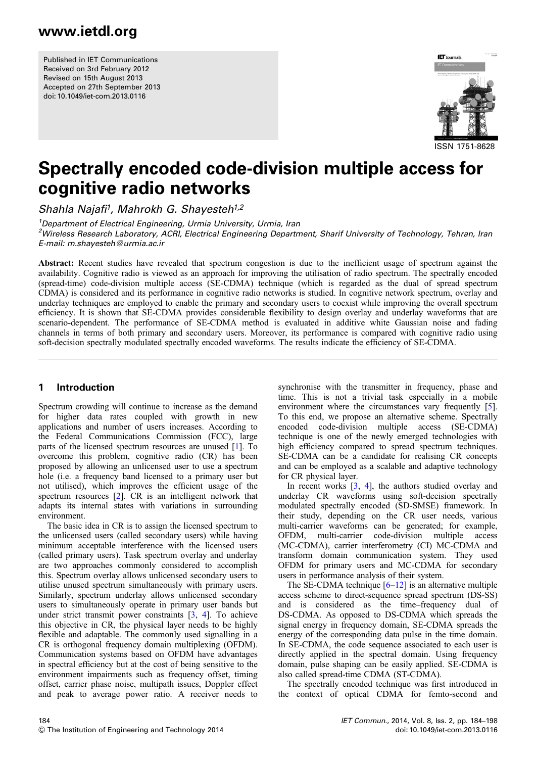Published in IET Communications
Received on 3rd February 2012
Revised on 15th August 2013
Accepted on 27th September 2013
doi: 10.1049/iet-com.2013.0116

ISSN 1751-8628

# Spectrally encoded code-division multiple access for cognitive radio networks

*Shahla Najafi[1], Mahrokh G. Shayesteh[1,2]*

[1]Department of Electrical Engineering, Urmia University, Urmia, Iran
[2]Wireless Research Laboratory, ACRI, Electrical Engineering Department, Sharif University of Technology, Tehran, Iran
E-mail: m.shayesteh@urmia.ac.ir

**Abstract:** Recent studies have revealed that spectrum congestion is due to the inefficient usage of spectrum against the availability. Cognitive radio is viewed as an approach for improving the utilisation of radio spectrum. The spectrally encoded (spread-time) code-division multiple access (SE-CDMA) technique (which is regarded as the dual of spread spectrum CDMA) is considered and its performance in cognitive radio networks is studied. In cognitive network spectrum, overlay and underlay techniques are employed to enable the primary and secondary users to coexist while improving the overall spectrum efficiency. It is shown that SE-CDMA provides considerable flexibility to design overlay and underlay waveforms that are scenario-dependent. The performance of SE-CDMA method is evaluated in additive white Gaussian noise and fading channels in terms of both primary and secondary users. Moreover, its performance is compared with cognitive radio using soft-decision spectrally modulated spectrally encoded waveforms. The results indicate the efficiency of SE-CDMA.

## 1 Introduction

Spectrum crowding will continue to increase as the demand for higher data rates coupled with growth in new applications and number of users increases. According to the Federal Communications Commission (FCC), large parts of the licensed spectrum resources are unused [1]. To overcome this problem, cognitive radio (CR) has been proposed by allowing an unlicensed user to use a spectrum hole (i.e. a frequency band licensed to a primary user but not utilised), which improves the efficient usage of the spectrum resources [2]. CR is an intelligent network that adapts its internal states with variations in surrounding environment.

The basic idea in CR is to assign the licensed spectrum to the unlicensed users (called secondary users) while having minimum acceptable interference with the licensed users (called primary users). Task spectrum overlay and underlay are two approaches commonly considered to accomplish this. Spectrum overlay allows unlicensed secondary users to utilise unused spectrum simultaneously with primary users. Similarly, spectrum underlay allows unlicensed secondary users to simultaneously operate in primary user bands but under strict transmit power constraints [3, 4]. To achieve this objective in CR, the physical layer needs to be highly flexible and adaptable. The commonly used signalling in a CR is orthogonal frequency domain multiplexing (OFDM). Communication systems based on OFDM have advantages in spectral efficiency but at the cost of being sensitive to the environment impairments such as frequency offset, timing offset, carrier phase noise, multipath issues, Doppler effect and peak to average power ratio. A receiver needs to synchronise with the transmitter in frequency, phase and time. This is not a trivial task especially in a mobile environment where the circumstances vary frequently [5]. To this end, we propose an alternative scheme. Spectrally encoded code-division multiple access (SE-CDMA) technique is one of the newly emerged technologies with high efficiency compared to spread spectrum techniques. SE-CDMA can be a candidate for realising CR concepts and can be employed as a scalable and adaptive technology for CR physical layer.

In recent works [3, 4], the authors studied overlay and underlay CR waveforms using soft-decision spectrally modulated spectrally encoded (SD-SMSE) framework. In their study, depending on the CR user needs, various multi-carrier waveforms can be generated; for example, OFDM, multi-carrier code-division multiple access (MC-CDMA), carrier interferometry (CI) MC-CDMA and transform domain communication system. They used OFDM for primary users and MC-CDMA for secondary users in performance analysis of their system.

The SE-CDMA technique [6–12] is an alternative multiple access scheme to direct-sequence spread spectrum (DS-SS) and is considered as the time–frequency dual of DS-CDMA. As opposed to DS-CDMA which spreads the signal energy in frequency domain, SE-CDMA spreads the energy of the corresponding data pulse in the time domain. In SE-CDMA, the code sequence associated to each user is directly applied in the spectral domain. Using frequency domain, pulse shaping can be easily applied. SE-CDMA is also called spread-time CDMA (ST-CDMA).

The spectrally encoded technique was first introduced in the context of optical CDMA for femto-second and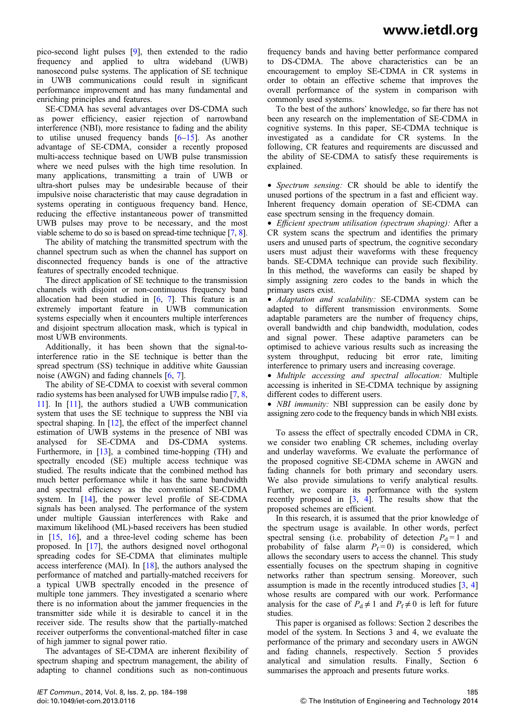pico-second light pulses [9], then extended to the radio frequency and applied to ultra wideband (UWB) nanosecond pulse systems. The application of SE technique in UWB communications could result in significant performance improvement and has many fundamental and enriching principles and features.

SE-CDMA has several advantages over DS-CDMA such as power efficiency, easier rejection of narrowband interference (NBI), more resistance to fading and the ability to utilise unused frequency bands [6–15]. As another advantage of SE-CDMA, consider a recently proposed multi-access technique based on UWB pulse transmission where we need pulses with the high time resolution. In many applications, transmitting a train of UWB or ultra-short pulses may be undesirable because of their impulsive noise characteristic that may cause degradation in systems operating in contiguous frequency band. Hence, reducing the effective instantaneous power of transmitted UWB pulses may prove to be necessary, and the most viable scheme to do so is based on spread-time technique [7, 8].

The ability of matching the transmitted spectrum with the channel spectrum such as when the channel has support on disconnected frequency bands is one of the attractive features of spectrally encoded technique.

The direct application of SE technique to the transmission channels with disjoint or non-continuous frequency band allocation had been studied in [6, 7]. This feature is an extremely important feature in UWB communication systems especially when it encounters multiple interferences and disjoint spectrum allocation mask, which is typical in most UWB environments.

Additionally, it has been shown that the signal-to-interference ratio in the SE technique is better than the spread spectrum (SS) technique in additive white Gaussian noise (AWGN) and fading channels [6, 7].

The ability of SE-CDMA to coexist with several common radio systems has been analysed for UWB impulse radio [7, 8, 11]. In [11], the authors studied a UWB communication system that uses the SE technique to suppress the NBI via spectral shaping. In [12], the effect of the imperfect channel estimation of UWB systems in the presence of NBI was analysed for SE-CDMA and DS-CDMA systems. Furthermore, in [13], a combined time-hopping (TH) and spectrally encoded (SE) multiple access technique was studied. The results indicate that the combined method has much better performance while it has the same bandwidth and spectral efficiency as the conventional SE-CDMA system. In [14], the power level profile of SE-CDMA signals has been analysed. The performance of the system under multiple Gaussian interferences with Rake and maximum likelihood (ML)-based receivers has been studied in [15, 16], and a three-level coding scheme has been proposed. In [17], the authors designed novel orthogonal spreading codes for SE-CDMA that eliminates multiple access interference (MAI). In [18], the authors analysed the performance of matched and partially-matched receivers for a typical UWB spectrally encoded in the presence of multiple tone jammers. They investigated a scenario where there is no information about the jammer frequencies in the transmitter side while it is desirable to cancel it in the receiver side. The results show that the partially-matched receiver outperforms the conventional-matched filter in case of high jammer to signal power ratio.

The advantages of SE-CDMA are inherent flexibility of spectrum shaping and spectrum management, the ability of adapting to channel conditions such as non-continuous frequency bands and having better performance compared to DS-CDMA. The above characteristics can be an encouragement to employ SE-CDMA in CR systems in order to obtain an effective scheme that improves the overall performance of the system in comparison with commonly used systems.

To the best of the authors' knowledge, so far there has not been any research on the implementation of SE-CDMA in cognitive systems. In this paper, SE-CDMA technique is investigated as a candidate for CR systems. In the following, CR features and requirements are discussed and the ability of SE-CDMA to satisfy these requirements is explained.

- *Spectrum sensing:* CR should be able to identify the unused portions of the spectrum in a fast and efficient way. Inherent frequency domain operation of SE-CDMA can ease spectrum sensing in the frequency domain.
- *Efficient spectrum utilisation (spectrum shaping):* After a CR system scans the spectrum and identifies the primary users and unused parts of spectrum, the cognitive secondary users must adjust their waveforms with these frequency bands. SE-CDMA technique can provide such flexibility. In this method, the waveforms can easily be shaped by simply assigning zero codes to the bands in which the primary users exist.
- *Adaptation and scalability:* SE-CDMA system can be adapted to different transmission environments. Some adaptable parameters are the number of frequency chips, overall bandwidth and chip bandwidth, modulation, codes and signal power. These adaptive parameters can be optimised to achieve various results such as increasing the system throughput, reducing bit error rate, limiting interference to primary users and increasing coverage.
- *Multiple accessing and spectral allocation:* Multiple accessing is inherited in SE-CDMA technique by assigning different codes to different users.
- *NBI immunity:* NBI suppression can be easily done by assigning zero code to the frequency bands in which NBI exists.

To assess the effect of spectrally encoded CDMA in CR, we consider two enabling CR schemes, including overlay and underlay waveforms. We evaluate the performance of the proposed cognitive SE-CDMA scheme in AWGN and fading channels for both primary and secondary users. We also provide simulations to verify analytical results. Further, we compare its performance with the system recently proposed in [3, 4]. The results show that the proposed schemes are efficient.

In this research, it is assumed that the prior knowledge of the spectrum usage is available. In other words, perfect spectral sensing (i.e. probability of detection $P_d = 1$ and probability of false alarm $P_f = 0$) is considered, which allows the secondary users to access the channel. This study essentially focuses on the spectrum shaping in cognitive networks rather than spectrum sensing. Moreover, such assumption is made in the recently introduced studies [3, 4] whose results are compared with our work. Performance analysis for the case of $P_d \neq 1$ and $P_f \neq 0$ is left for future studies.

This paper is organised as follows: Section 2 describes the model of the system. In Sections 3 and 4, we evaluate the performance of the primary and secondary users in AWGN and fading channels, respectively. Section 5 provides analytical and simulation results. Finally, Section 6 summarises the approach and presents future works.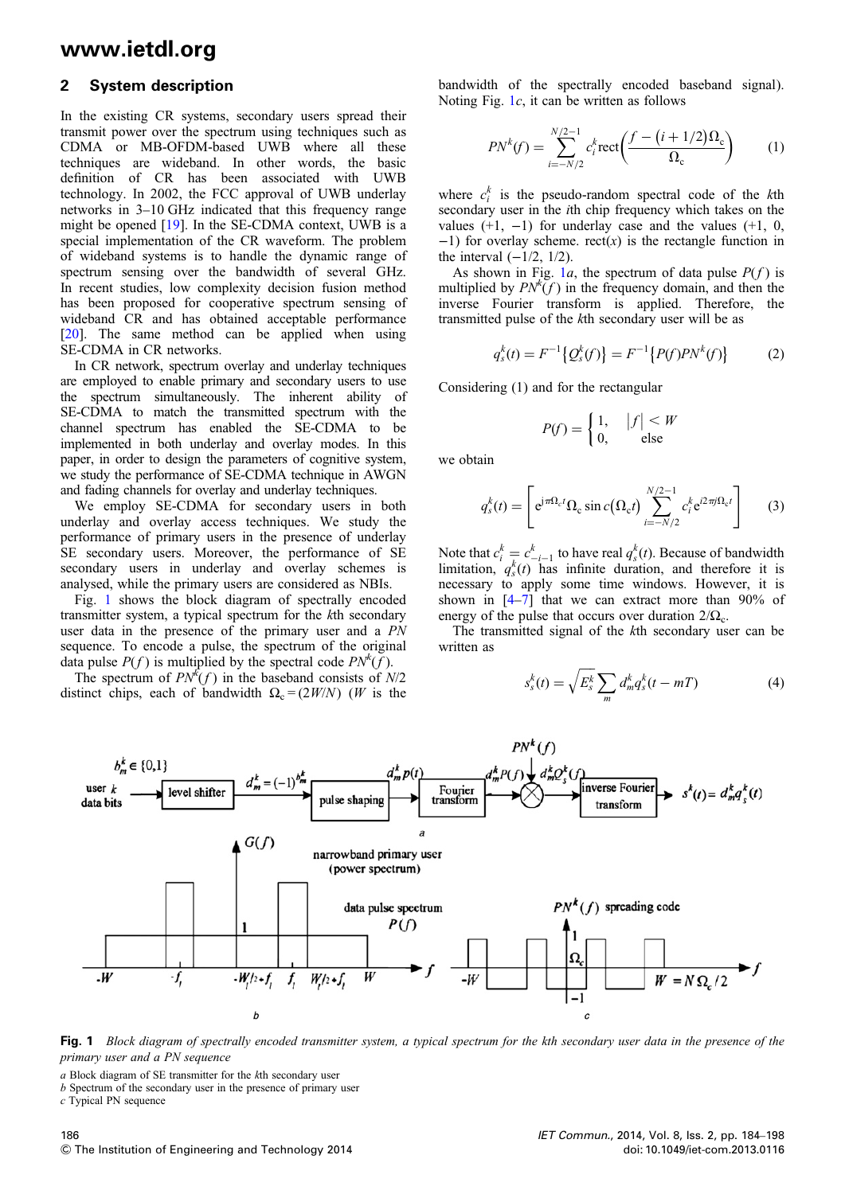## 2 System description

In the existing CR systems, secondary users spread their transmit power over the spectrum using techniques such as CDMA or MB-OFDM-based UWB where all these techniques are wideband. In other words, the basic definition of CR has been associated with UWB technology. In 2002, the FCC approval of UWB underlay networks in 3–10 GHz indicated that this frequency range might be opened [19]. In the SE-CDMA context, UWB is a special implementation of the CR waveform. The problem of wideband systems is to handle the dynamic range of spectrum sensing over the bandwidth of several GHz. In recent studies, low complexity decision fusion method has been proposed for cooperative spectrum sensing of wideband CR and has obtained acceptable performance [20]. The same method can be applied when using SE-CDMA in CR networks.

In CR network, spectrum overlay and underlay techniques are employed to enable primary and secondary users to use the spectrum simultaneously. The inherent ability of SE-CDMA to match the transmitted spectrum with the channel spectrum has enabled the SE-CDMA to be implemented in both underlay and overlay modes. In this paper, in order to design the parameters of cognitive system, we study the performance of SE-CDMA technique in AWGN and fading channels for overlay and underlay techniques.

We employ SE-CDMA for secondary users in both underlay and overlay access techniques. We study the performance of primary users in the presence of underlay SE secondary users. Moreover, the performance of SE secondary users in underlay and overlay schemes is analysed, while the primary users are considered as NBIs.

Fig. 1 shows the block diagram of spectrally encoded transmitter system, a typical spectrum for the $k$th secondary user data in the presence of the primary user and a *PN* sequence. To encode a pulse, the spectrum of the original data pulse $P(f)$ is multiplied by the spectral code $PN^k(f)$.

The spectrum of $PN^k(f)$ in the baseband consists of $N/2$ distinct chips, each of bandwidth $\Omega_c = (2W/N)$ ($W$ is the bandwidth of the spectrally encoded baseband signal). Noting Fig. 1*c*, it can be written as follows

$$PN^k(f) = \sum_{i=-N/2}^{N/2-1} c_i^k \operatorname{rect}\left(\frac{f-(i+1/2)\Omega_c}{\Omega_c}\right) \quad (1)$$

where $c_i^k$ is the pseudo-random spectral code of the $k$th secondary user in the $i$th chip frequency which takes on the values (+1, −1) for underlay case and the values (+1, 0, −1) for overlay scheme. rect($x$) is the rectangle function in the interval (−1/2, 1/2).

As shown in Fig. 1*a*, the spectrum of data pulse $P(f)$ is multiplied by $PN^k(f)$ in the frequency domain, and then the inverse Fourier transform is applied. Therefore, the transmitted pulse of the $k$th secondary user will be as

$$q_s^k(t) = F^{-1}\{Q_s^k(f)\} = F^{-1}\{P(f)PN^k(f)\} \quad (2)$$

Considering (1) and for the rectangular

$$P(f) = \begin{cases} 1, & |f| < W \\ 0, & \text{else} \end{cases}$$

we obtain

$$q_s^k(t) = \left[ e^{j\pi\Omega_c t}\Omega_c \operatorname{sin}c(\Omega_c t) \sum_{i=-N/2}^{N/2-1} c_i^k e^{i2\pi j\Omega_c t} \right] \quad (3)$$

Note that $c_i^k = c_{-i-1}^k$ to have real $q_s^k(t)$. Because of bandwidth limitation, $q_s^k(t)$ has infinite duration, and therefore it is necessary to apply some time windows. However, it is shown in [4–7] that we can extract more than 90% of energy of the pulse that occurs over duration $2/\Omega_c$.

The transmitted signal of the $k$th secondary user can be written as

$$s_s^k(t) = \sqrt{E_s^k} \sum_m d_m^k q_s^k(t - mT) \quad (4)$$

**Fig. 1** *Block diagram of spectrally encoded transmitter system, a typical spectrum for the kth secondary user data in the presence of the primary user and a PN sequence*

*a* Block diagram of SE transmitter for the $k$th secondary user
*b* Spectrum of the secondary user in the presence of primary user
*c* Typical PN sequence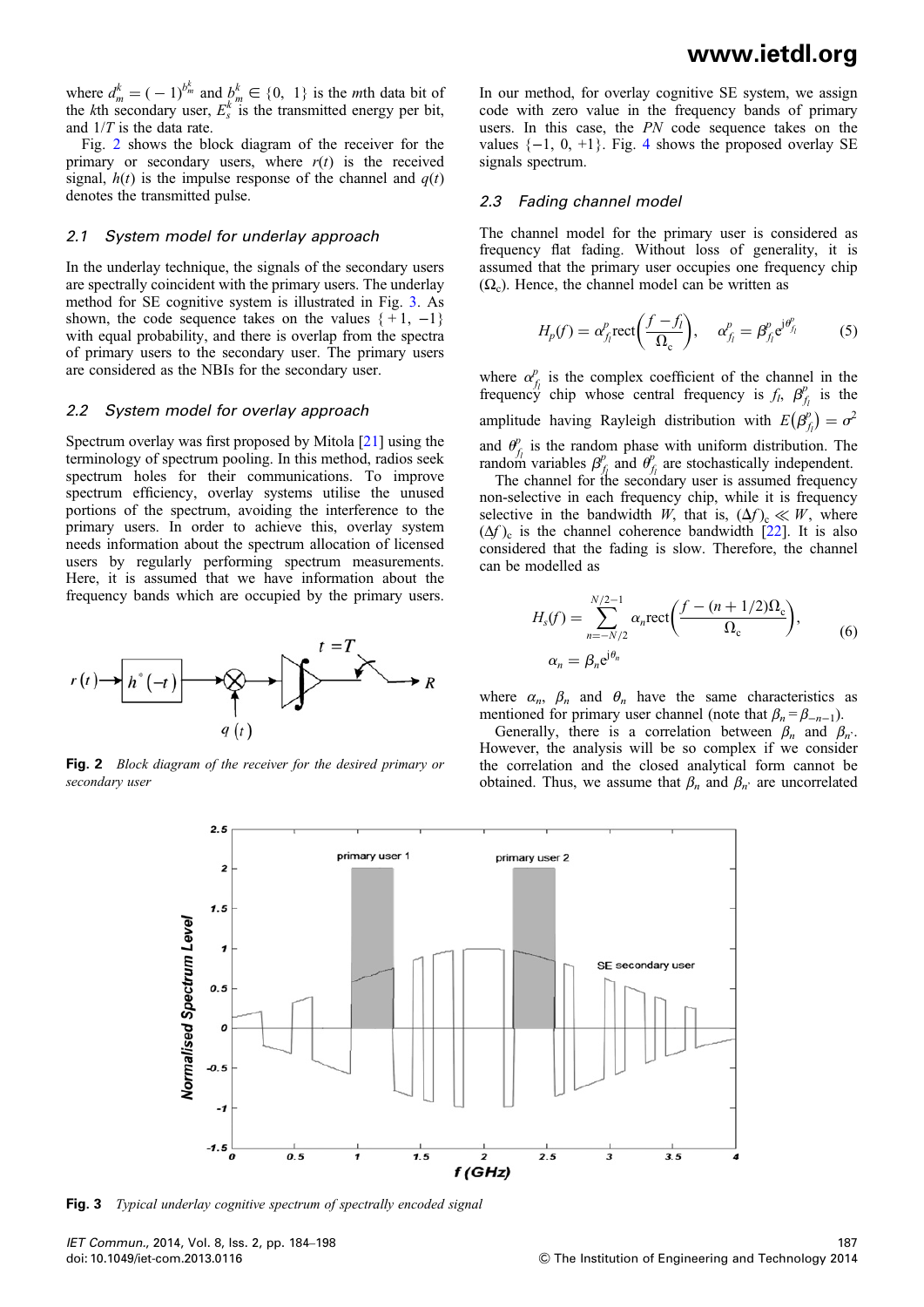where $d_m^k = (-1)^{b_m^k}$ and $b_m^k \in \{0, 1\}$ is the $m$th data bit of the $k$th secondary user, $E_s^k$ is the transmitted energy per bit, and $1/T$ is the data rate.

Fig. 2 shows the block diagram of the receiver for the primary or secondary users, where $r(t)$ is the received signal, $h(t)$ is the impulse response of the channel and $q(t)$ denotes the transmitted pulse.

### 2.1 System model for underlay approach

In the underlay technique, the signals of the secondary users are spectrally coincident with the primary users. The underlay method for SE cognitive system is illustrated in Fig. 3. As shown, the code sequence takes on the values $\{+1, -1\}$ with equal probability, and there is overlap from the spectra of primary users to the secondary user. The primary users are considered as the NBIs for the secondary user.

### 2.2 System model for overlay approach

Spectrum overlay was first proposed by Mitola [21] using the terminology of spectrum pooling. In this method, radios seek spectrum holes for their communications. To improve spectrum efficiency, overlay systems utilise the unused portions of the spectrum, avoiding the interference to the primary users. In order to achieve this, overlay system needs information about the spectrum allocation of licensed users by regularly performing spectrum measurements. Here, it is assumed that we have information about the frequency bands which are occupied by the primary users.

**Fig. 2** *Block diagram of the receiver for the desired primary or secondary user*

In our method, for overlay cognitive SE system, we assign code with zero value in the frequency bands of primary users. In this case, the *PN* code sequence takes on the values $\{-1, 0, +1\}$. Fig. 4 shows the proposed overlay SE signals spectrum.

### 2.3 Fading channel model

The channel model for the primary user is considered as frequency flat fading. Without loss of generality, it is assumed that the primary user occupies one frequency chip $(\Omega_c)$. Hence, the channel model can be written as

$$H_p(f) = \alpha_{f_l}^p \text{rect}\left(\frac{f - f_l}{\Omega_c}\right), \quad \alpha_{f_l}^p = \beta_{f_l}^p e^{j\theta_{f_l}^p} \tag{5}$$

where $\alpha_{f_l}^p$ is the complex coefficient of the channel in the frequency chip whose central frequency is $f_l$, $\beta_{f_l}^p$ is the amplitude having Rayleigh distribution with $E(\beta_{f_l}^p) = \sigma^2$ and $\theta_{f_l}^p$ is the random phase with uniform distribution. The random variables $\beta_{f_l}^p$ and $\theta_{f_l}^p$ are stochastically independent.

The channel for the secondary user is assumed frequency non-selective in each frequency chip, while it is frequency selective in the bandwidth $W$, that is, $(\Delta f)_c \ll W$, where $(\Delta f)_c$ is the channel coherence bandwidth [22]. It is also considered that the fading is slow. Therefore, the channel can be modelled as

$$H_s(f) = \sum_{n=-N/2}^{N/2-1} \alpha_n \text{rect}\left(\frac{f - (n + 1/2)\Omega_c}{\Omega_c}\right),$$
$$\alpha_n = \beta_n e^{j\theta_n} \tag{6}$$

where $\alpha_n$, $\beta_n$ and $\theta_n$ have the same characteristics as mentioned for primary user channel (note that $\beta_n = \beta_{-n-1}$).

Generally, there is a correlation between $\beta_n$ and $\beta_{n'}$. However, the analysis will be so complex if we consider the correlation and the closed analytical form cannot be obtained. Thus, we assume that $\beta_n$ and $\beta_{n'}$ are uncorrelated

**Fig. 3** *Typical underlay cognitive spectrum of spectrally encoded signal*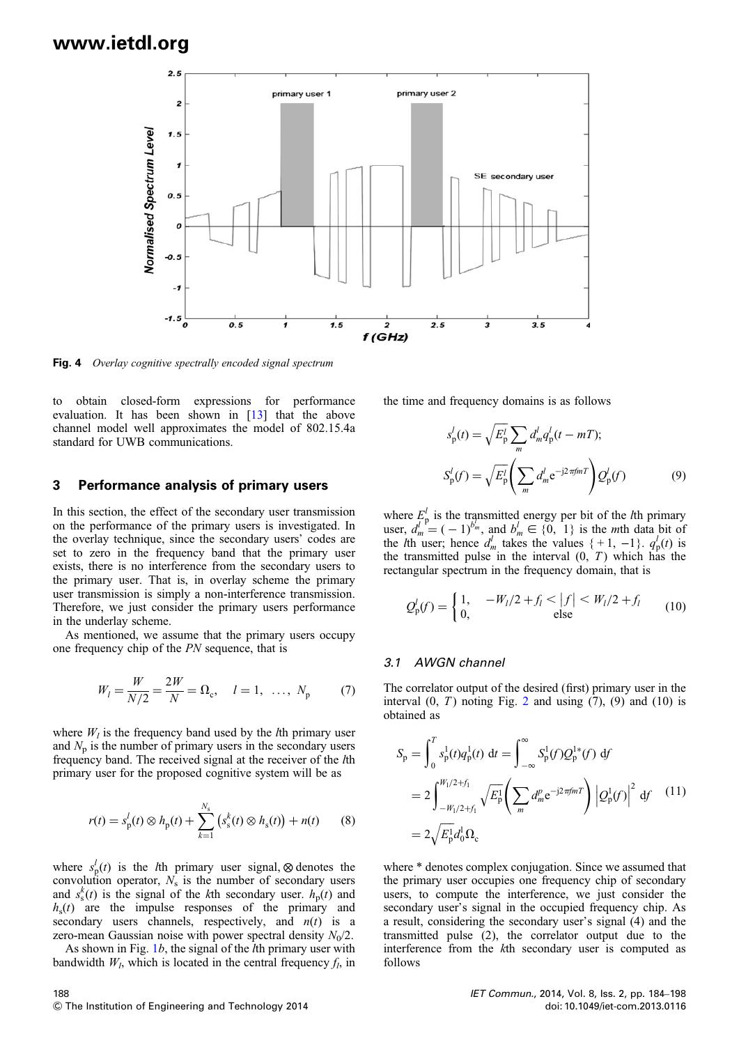**Fig. 4** *Overlay cognitive spectrally encoded signal spectrum*

to obtain closed-form expressions for performance evaluation. It has been shown in [13] that the above channel model well approximates the model of 802.15.4a standard for UWB communications.

## 3 Performance analysis of primary users

In this section, the effect of the secondary user transmission on the performance of the primary users is investigated. In the overlay technique, since the secondary users' codes are set to zero in the frequency band that the primary user exists, there is no interference from the secondary users to the primary user. That is, in overlay scheme the primary user transmission is simply a non-interference transmission. Therefore, we just consider the primary users performance in the underlay scheme.

As mentioned, we assume that the primary users occupy one frequency chip of the *PN* sequence, that is

$$W_l = \frac{W}{N/2} = \frac{2W}{N} = \Omega_c, \quad l = 1, \ldots, N_p \tag{7}$$

where $W_l$ is the frequency band used by the $l$th primary user and $N_p$ is the number of primary users in the secondary users frequency band. The received signal at the receiver of the $l$th primary user for the proposed cognitive system will be as

$$r(t) = s_p^l(t) \otimes h_p(t) + \sum_{k=1}^{N_s} \left( s_s^k(t) \otimes h_s(t) \right) + n(t) \tag{8}$$

where $s_p^l(t)$ is the $l$th primary user signal, $\otimes$ denotes the convolution operator, $N_s$ is the number of secondary users and $s_s^k(t)$ is the signal of the $k$th secondary user. $h_p(t)$ and $h_s(t)$ are the impulse responses of the primary and secondary users channels, respectively, and $n(t)$ is a zero-mean Gaussian noise with power spectral density $N_0/2$.

As shown in Fig. 1*b*, the signal of the $l$th primary user with bandwidth $W_l$, which is located in the central frequency $f_l$, in the time and frequency domains is as follows

$$s_p^l(t) = \sqrt{E_p^l} \sum_m d_m^l q_p^l(t - mT);$$
$$S_p^l(f) = \sqrt{E_p^l} \left( \sum_m d_m^l e^{-j2\pi f mT} \right) Q_p^l(f) \tag{9}$$

where $E_p^l$ is the transmitted energy per bit of the $l$th primary user, $d_m^l = (-1)^{b_m^l}$, and $b_m^l \in \{0, 1\}$ is the $m$th data bit of the $l$th user; hence $d_m^l$ takes the values $\{+1, -1\}$. $q_p^l(t)$ is the transmitted pulse in the interval $(0, T)$ which has the rectangular spectrum in the frequency domain, that is

$$Q_p^l(f) = \begin{cases} 1, & -W_l/2 + f_l < |f| < W_l/2 + f_l \\ 0, & \text{else} \end{cases} \tag{10}$$

### 3.1 AWGN channel

The correlator output of the desired (first) primary user in the interval $(0, T)$ noting Fig. 2 and using (7), (9) and (10) is obtained as

$$\begin{aligned} S_p &= \int_0^T s_p^1(t) q_p^1(t)\, dt = \int_{-\infty}^{\infty} S_p^1(f) Q_p^{1*}(f)\, df \\ &= 2 \int_{-W_1/2+f_1}^{W_1/2+f_1} \sqrt{E_p^1} \left( \sum_m d_m^p e^{-j2\pi f mT} \right) \left| Q_p^1(f) \right|^2 df \\ &= 2\sqrt{E_p^1} d_0^1 \Omega_c \end{aligned} \tag{11}$$

where * denotes complex conjugation. Since we assumed that the primary user occupies one frequency chip of secondary users, to compute the interference, we just consider the secondary user's signal in the occupied frequency chip. As a result, considering the secondary user's signal (4) and the transmitted pulse (2), the correlator output due to the interference from the $k$th secondary user is computed as follows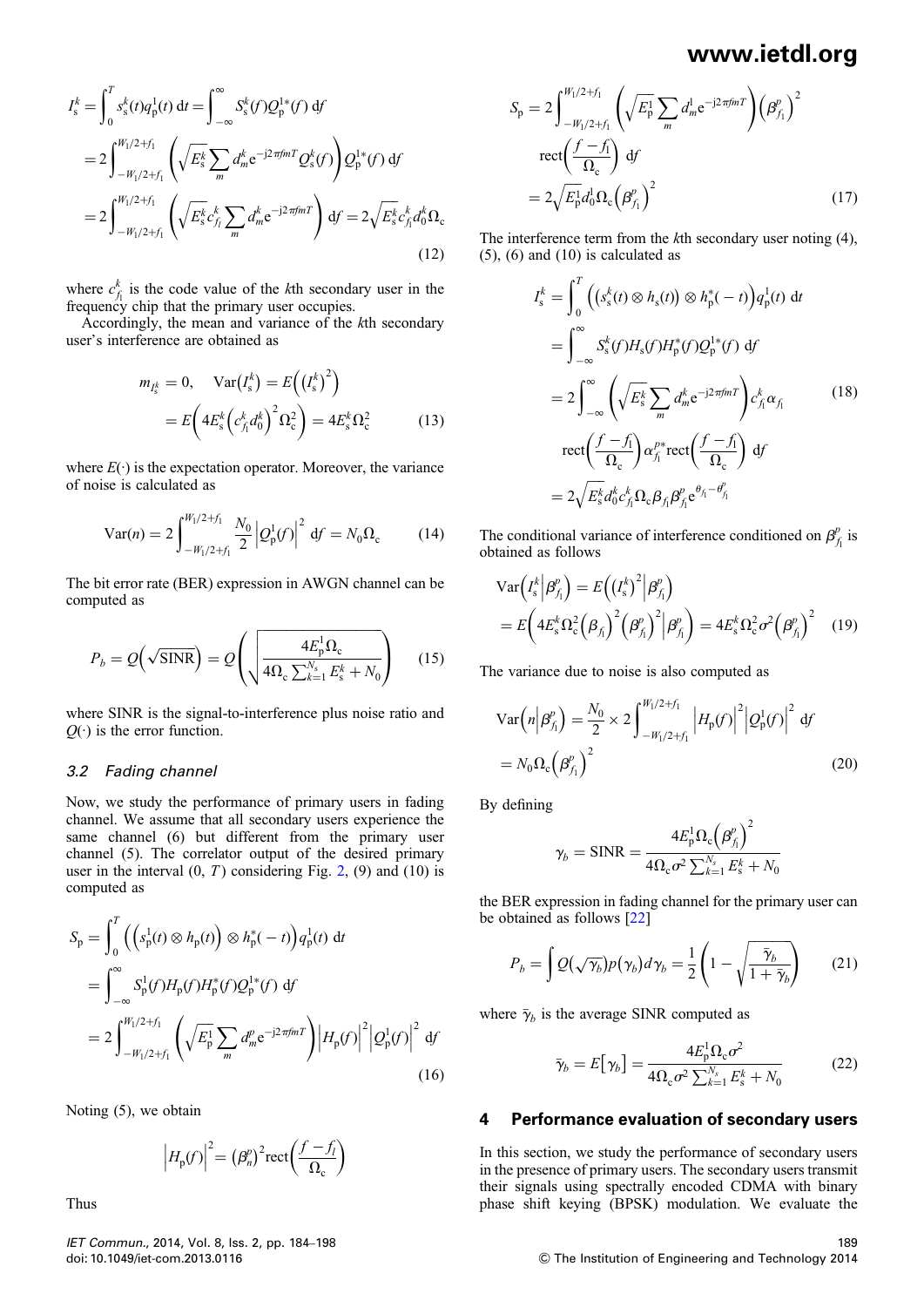$$
\begin{aligned}
I_s^k &= \int_0^T s_s^k(t) q_p^1(t)\, dt = \int_{-\infty}^{\infty} S_s^k(f) Q_p^{1*}(f)\, df \\
&= 2\int_{-W_1/2+f_1}^{W_1/2+f_1} \left( \sqrt{E_s^k} \sum_m d_m^k e^{-j2\pi fmT} Q_s^k(f) \right) Q_p^{1*}(f)\, df \\
&= 2\int_{-W_1/2+f_1}^{W_1/2+f_1} \left( \sqrt{E_s^k} c_{f_1}^k \sum_m d_m^k e^{-j2\pi fmT} \right) df = 2\sqrt{E_s^k} c_{f_1}^k d_0^k \Omega_c
\end{aligned} \tag{12}
$$

where $c_{f_1}^k$ is the code value of the $k$th secondary user in the frequency chip that the primary user occupies.

Accordingly, the mean and variance of the $k$th secondary user's interference are obtained as

$$
\begin{aligned}
m_{I_s^k} &= 0, \quad \mathrm{Var}\left(I_s^k\right) = E\left(\left(I_s^k\right)^2\right) \\
&= E\left(4E_s^k \left(c_{f_1}^k d_0^k\right)^2 \Omega_c^2\right) = 4E_s^k \Omega_c^2
\end{aligned} \tag{13}
$$

where $E(\cdot)$ is the expectation operator. Moreover, the variance of noise is calculated as

$$
\mathrm{Var}(n) = 2\int_{-W_1/2+f_1}^{W_1/2+f_1} \frac{N_0}{2} \left| Q_p^1(f) \right|^2 df = N_0 \Omega_c \tag{14}
$$

The bit error rate (BER) expression in AWGN channel can be computed as

$$
P_b = Q\left(\sqrt{\mathrm{SINR}}\right) = Q\left( \sqrt{\frac{4E_p^1 \Omega_c}{4\Omega_c \sum_{k=1}^{N_s} E_s^k + N_0}} \right) \tag{15}
$$

where SINR is the signal-to-interference plus noise ratio and $Q(\cdot)$ is the error function.

### 3.2 Fading channel

Now, we study the performance of primary users in fading channel. We assume that all secondary users experience the same channel (6) but different from the primary user channel (5). The correlator output of the desired primary user in the interval $(0, T)$ considering Fig. 2, (9) and (10) is computed as

$$
\begin{aligned}
S_p &= \int_0^T \left( \left( s_p^1(t) \otimes h_p(t) \right) \otimes h_p^*(-t) \right) q_p^1(t)\, dt \\
&= \int_{-\infty}^{\infty} S_p^1(f) H_p(f) H_p^*(f) Q_p^{1*}(f)\, df \\
&= 2\int_{-W_1/2+f_1}^{W_1/2+f_1} \left( \sqrt{E_p^1} \sum_m d_m^p e^{-j2\pi fmT} \right) \left| H_p(f) \right|^2 \left| Q_p^1(f) \right|^2 df
\end{aligned} \tag{16}
$$

Noting (5), we obtain

$$
\left| H_p(f) \right|^2 = \left(\beta_n^p\right)^2 \mathrm{rect}\left( \frac{f - f_l}{\Omega_c} \right)
$$

Thus

$$
\begin{aligned}
S_p &= 2\int_{-W_1/2+f_1}^{W_1/2+f_1} \left( \sqrt{E_p^1} \sum_m d_m^1 e^{-j2\pi fmT} \right) \left( \beta_{f_1}^p \right)^2 \\
&\quad \mathrm{rect}\left( \frac{f - f_1}{\Omega_c} \right) df \\
&= 2\sqrt{E_p^1} d_0^1 \Omega_c \left( \beta_{f_1}^p \right)^2
\end{aligned} \tag{17}
$$

The interference term from the $k$th secondary user noting (4), (5), (6) and (10) is calculated as

$$
\begin{aligned}
I_s^k &= \int_0^T \left( \left( s_s^k(t) \otimes h_s(t) \right) \otimes h_p^*(-t) \right) q_p^1(t)\, dt \\
&= \int_{-\infty}^{\infty} S_s^k(f) H_s(f) H_p^*(f) Q_p^{1*}(f)\, df \\
&= 2\int_{-\infty}^{\infty} \left( \sqrt{E_s^k} \sum_m d_m^k e^{-j2\pi fmT} \right) c_{f_1}^k \alpha_{f_1} \\
&\quad \mathrm{rect}\left( \frac{f - f_1}{\Omega_c} \right) \alpha_{f_1}^{p*} \mathrm{rect}\left( \frac{f - f_1}{\Omega_c} \right) df \\
&= 2\sqrt{E_s^k} d_0^k c_{f_1}^k \Omega_c \beta_{f_1} \beta_{f_1}^p e^{\theta_{f_1} - \theta_{f_1}^p}
\end{aligned} \tag{18}
$$

The conditional variance of interference conditioned on $\beta_{f_1}^p$ is obtained as follows

$$
\begin{aligned}
&\mathrm{Var}\left( I_s^k \middle| \beta_{f_1}^p \right) = E\left( \left( I_s^k \right)^2 \middle| \beta_{f_1}^p \right) \\
&= E\left( 4E_s^k \Omega_c^2 \left( \beta_{f_1} \right)^2 \left( \beta_{f_1}^p \right)^2 \middle| \beta_{f_1}^p \right) = 4E_s^k \Omega_c^2 \sigma^2 \left( \beta_{f_1}^p \right)^2
\end{aligned} \tag{19}
$$

The variance due to noise is also computed as

$$
\begin{aligned}
\mathrm{Var}\left( n \middle| \beta_{f_1}^p \right) &= \frac{N_0}{2} \times 2\int_{-W_1/2+f_1}^{W_1/2+f_1} \left| H_p(f) \right|^2 \left| Q_p^1(f) \right|^2 df \\
&= N_0 \Omega_c \left( \beta_{f_1}^p \right)^2
\end{aligned} \tag{20}
$$

By defining

$$
\gamma_b = \mathrm{SINR} = \frac{4E_p^1 \Omega_c \left( \beta_{f_1}^p \right)^2}{4\Omega_c \sigma^2 \sum_{k=1}^{N_s} E_s^k + N_0}
$$

the BER expression in fading channel for the primary user can be obtained as follows [22]

$$
P_b = \int Q\left( \sqrt{\gamma_b} \right) p\left( \gamma_b \right) d\gamma_b = \frac{1}{2}\left( 1 - \sqrt{\frac{\bar{\gamma}_b}{1 + \bar{\gamma}_b}} \right) \tag{21}
$$

where $\bar{\gamma}_b$ is the average SINR computed as

$$
\bar{\gamma}_b = E\left[ \gamma_b \right] = \frac{4E_p^1 \Omega_c \sigma^2}{4\Omega_c \sigma^2 \sum_{k=1}^{N_s} E_s^k + N_0} \tag{22}
$$

## 4 Performance evaluation of secondary users

In this section, we study the performance of secondary users in the presence of primary users. The secondary users transmit their signals using spectrally encoded CDMA with binary phase shift keying (BPSK) modulation. We evaluate the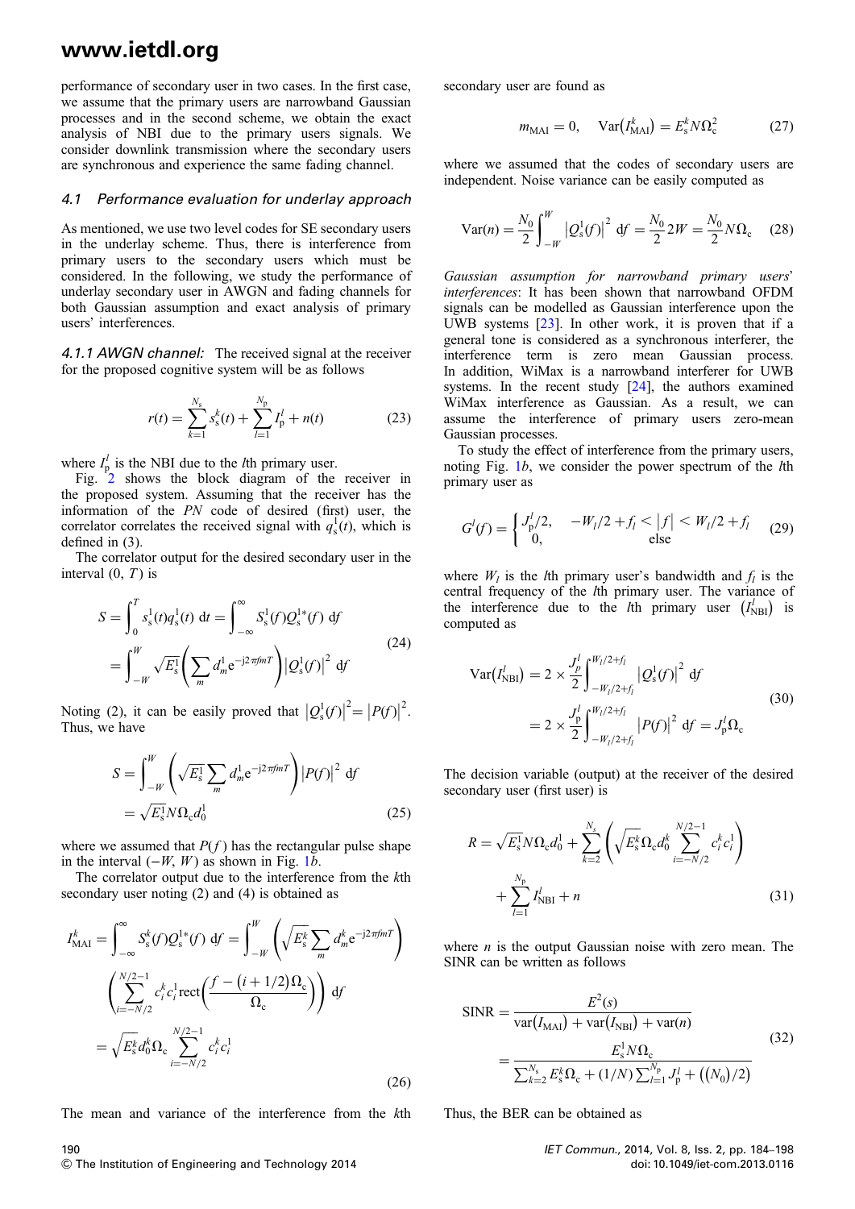performance of secondary user in two cases. In the first case, we assume that the primary users are narrowband Gaussian processes and in the second scheme, we obtain the exact analysis of NBI due to the primary users signals. We consider downlink transmission where the secondary users are synchronous and experience the same fading channel.

### *4.1 Performance evaluation for underlay approach*

As mentioned, we use two level codes for SE secondary users in the underlay scheme. Thus, there is interference from primary users to the secondary users which must be considered. In the following, we study the performance of underlay secondary user in AWGN and fading channels for both Gaussian assumption and exact analysis of primary users' interferences.

*4.1.1 AWGN channel:* The received signal at the receiver for the proposed cognitive system will be as follows

$$r(t) = \sum_{k=1}^{N_s} s_s^k(t) + \sum_{l=1}^{N_p} I_p^l + n(t) \tag{23}$$

where $I_p^l$ is the NBI due to the $l$th primary user.

Fig. 2 shows the block diagram of the receiver in the proposed system. Assuming that the receiver has the information of the *PN* code of desired (first) user, the correlator correlates the received signal with $q_s^1(t)$, which is defined in (3).

The correlator output for the desired secondary user in the interval $(0, T)$ is

$$\begin{aligned} S &= \int_0^T s_s^1(t) q_s^1(t)\, \mathrm{d}t = \int_{-\infty}^{\infty} S_s^1(f) Q_s^{1*}(f)\, \mathrm{d}f \\ &= \int_{-W}^{W} \sqrt{E_s^1} \left( \sum_m d_m^1 \mathrm{e}^{-\mathrm{j}2\pi fmT} \right) \left| Q_s^1(f) \right|^2 \mathrm{d}f \end{aligned} \tag{24}$$

Noting (2), it can be easily proved that $\left|Q_s^1(f)\right|^2 = \left|P(f)\right|^2$. Thus, we have

$$\begin{aligned} S &= \int_{-W}^{W} \left( \sqrt{E_s^1} \sum_m d_m^1 \mathrm{e}^{-\mathrm{j}2\pi fmT} \right) \left| P(f) \right|^2 \mathrm{d}f \\ &= \sqrt{E_s^1} N \Omega_c d_0^1 \end{aligned} \tag{25}$$

where we assumed that $P(f)$ has the rectangular pulse shape in the interval $(-W, W)$ as shown in Fig. 1*b*.

The correlator output due to the interference from the $k$th secondary user noting (2) and (4) is obtained as

$$\begin{aligned} I_{\mathrm{MAI}}^k &= \int_{-\infty}^{\infty} S_s^k(f) Q_s^{1*}(f)\, \mathrm{d}f = \int_{-W}^{W} \left( \sqrt{E_s^k} \sum_m d_m^k \mathrm{e}^{-\mathrm{j}2\pi fmT} \right) \\ &\quad \left( \sum_{i=-N/2}^{N/2-1} c_i^k c_i^1 \mathrm{rect}\left( \frac{f - (i + 1/2)\Omega_c}{\Omega_c} \right) \right) \mathrm{d}f \\ &= \sqrt{E_s^k} d_0^k \Omega_c \sum_{i=-N/2}^{N/2-1} c_i^k c_i^1 \end{aligned} \tag{26}$$

The mean and variance of the interference from the $k$th secondary user are found as

$$m_{\mathrm{MAI}} = 0, \quad \mathrm{Var}\left(I_{\mathrm{MAI}}^k\right) = E_s^k N \Omega_c^2 \tag{27}$$

where we assumed that the codes of secondary users are independent. Noise variance can be easily computed as

$$\mathrm{Var}(n) = \frac{N_0}{2} \int_{-W}^{W} \left| Q_s^1(f) \right|^2 \mathrm{d}f = \frac{N_0}{2} 2W = \frac{N_0}{2} N \Omega_c \tag{28}$$

*Gaussian assumption for narrowband primary users' interferences*: It has been shown that narrowband OFDM signals can be modelled as Gaussian interference upon the UWB systems [23]. In other work, it is proven that if a general tone is considered as a synchronous interferer, the interference term is zero mean Gaussian process. In addition, WiMax is a narrowband interferer for UWB systems. In the recent study [24], the authors examined WiMax interference as Gaussian. As a result, we can assume the interference of primary users zero-mean Gaussian processes.

To study the effect of interference from the primary users, noting Fig. 1*b*, we consider the power spectrum of the $l$th primary user as

$$G^l(f) = \begin{cases} J_p^l/2, & -W_l/2 + f_l < |f| < W_l/2 + f_l \\ 0, & \text{else} \end{cases} \tag{29}$$

where $W_l$ is the $l$th primary user's bandwidth and $f_l$ is the central frequency of the $l$th primary user. The variance of the interference due to the $l$th primary user $\left(I_{\mathrm{NBI}}^l\right)$ is computed as

$$\begin{aligned} \mathrm{Var}\left(I_{\mathrm{NBI}}^l\right) &= 2 \times \frac{J_p^l}{2} \int_{-W_l/2+f_l}^{W_l/2+f_l} \left| Q_s^1(f) \right|^2 \mathrm{d}f \\ &= 2 \times \frac{J_p^l}{2} \int_{-W_l/2+f_l}^{W_l/2+f_l} \left| P(f) \right|^2 \mathrm{d}f = J_p^l \Omega_c \end{aligned} \tag{30}$$

The decision variable (output) at the receiver of the desired secondary user (first user) is

$$\begin{aligned} R &= \sqrt{E_s^1} N \Omega_c d_0^1 + \sum_{k=2}^{N_s} \left( \sqrt{E_s^k} \Omega_c d_0^k \sum_{i=-N/2}^{N/2-1} c_i^k c_i^1 \right) \\ &\quad + \sum_{l=1}^{N_p} I_{\mathrm{NBI}}^l + n \end{aligned} \tag{31}$$

where $n$ is the output Gaussian noise with zero mean. The SINR can be written as follows

$$\begin{aligned} \mathrm{SINR} &= \frac{E^2(s)}{\mathrm{var}(I_{\mathrm{MAI}}) + \mathrm{var}(I_{\mathrm{NBI}}) + \mathrm{var}(n)} \\ &= \frac{E_s^1 N \Omega_c}{\sum_{k=2}^{N_s} E_s^k \Omega_c + (1/N) \sum_{l=1}^{N_p} J_p^l + \left((N_0)/2\right)} \end{aligned} \tag{32}$$

Thus, the BER can be obtained as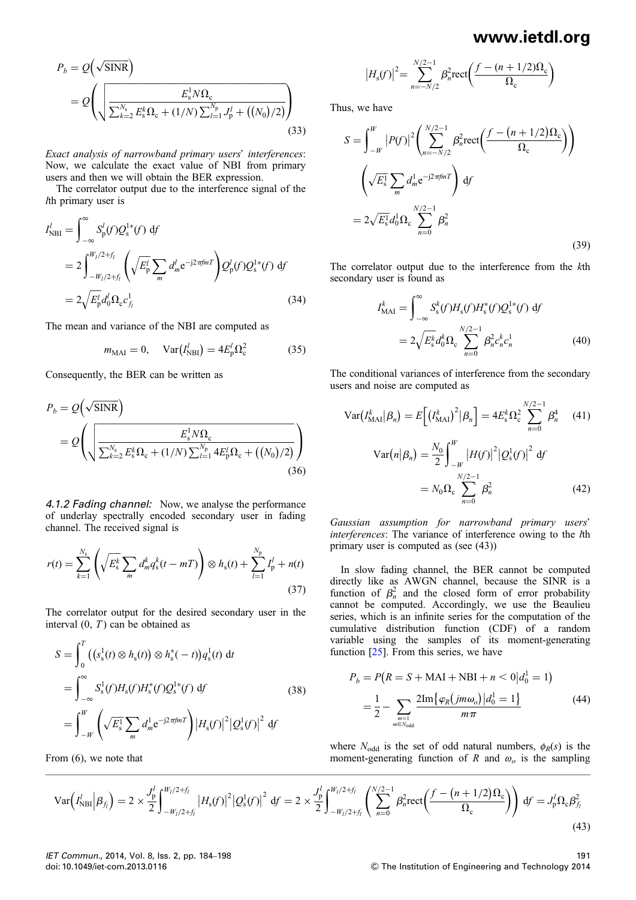$$P_b = Q\left(\sqrt{\text{SINR}}\right) = Q\left(\sqrt{\frac{E_s^1 N \Omega_c}{\sum_{k=2}^{N_s} E_s^k \Omega_c + (1/N)\sum_{l=1}^{N_p} J_p^l + \left((N_0)/2\right)}}\right) \tag{33}$$

*Exact analysis of narrowband primary users' interferences*: Now, we calculate the exact value of NBI from primary users and then we will obtain the BER expression.

The correlator output due to the interference signal of the $l$th primary user is

$$\begin{aligned} I_{\text{NBI}}^l &= \int_{-\infty}^{\infty} S_p^l(f) Q_s^{1*}(f)\, df \\ &= 2\int_{-W_l/2+f_l}^{W_l/2+f_l} \left(\sqrt{E_p^l}\sum_m d_m^l e^{-j2\pi fmT}\right) Q_p^l(f) Q_s^{1*}(f)\, df \\ &= 2\sqrt{E_p^l} d_0^l \Omega_c c_{f_l}^1 \end{aligned} \tag{34}$$

The mean and variance of the NBI are computed as

$$m_{\text{MAI}} = 0, \quad \text{Var}\left(I_{\text{NBI}}^l\right) = 4E_p^l \Omega_c^2 \tag{35}$$

Consequently, the BER can be written as

$$P_b = Q\left(\sqrt{\text{SINR}}\right) = Q\left(\sqrt{\frac{E_s^1 N \Omega_c}{\sum_{k=2}^{N_s} E_s^k \Omega_c + (1/N)\sum_{l=1}^{N_p} 4E_p^l \Omega_c + \left((N_0)/2\right)}}\right) \tag{36}$$

*4.1.2 Fading channel:* Now, we analyse the performance of underlay spectrally encoded secondary user in fading channel. The received signal is

$$r(t) = \sum_{k=1}^{N_s}\left(\sqrt{E_s^k}\sum_m d_m^k q_s^k(t-mT)\right) \otimes h_s(t) + \sum_{l=1}^{N_p} I_p^l + n(t) \tag{37}$$

The correlator output for the desired secondary user in the interval $(0, T)$ can be obtained as

$$\begin{aligned} S &= \int_0^T \left(\left(s_s^1(t)\otimes h_s(t)\right)\otimes h_s^*(-t)\right) q_s^1(t)\, dt \\ &= \int_{-\infty}^{\infty} S_s^1(f) H_s(f) H_s^*(f) Q_s^{1*}(f)\, df \\ &= \int_{-W}^{W}\left(\sqrt{E_s^1}\sum_m d_m^1 e^{-j2\pi fmT}\right)\left|H_s(f)\right|^2\left|Q_s^1(f)\right|^2\, df \end{aligned} \tag{38}$$

From (6), we note that

$$\left|H_s(f)\right|^2 = \sum_{n=-N/2}^{N/2-1} \beta_n^2 \text{rect}\left(\frac{f-(n+1/2)\Omega_c}{\Omega_c}\right)$$

Thus, we have

$$\begin{aligned} S &= \int_{-W}^{W} |P(f)|^2 \left(\sum_{n=-N/2}^{N/2-1} \beta_n^2 \text{rect}\left(\frac{f-(n+1/2)\Omega_c}{\Omega_c}\right)\right) \left(\sqrt{E_s^1}\sum_m d_m^1 e^{-j2\pi fmT}\right) df \\ &= 2\sqrt{E_s^1} d_0^1 \Omega_c \sum_{n=0}^{N/2-1} \beta_n^2 \end{aligned} \tag{39}$$

The correlator output due to the interference from the $k$th secondary user is found as

$$\begin{aligned} I_{\text{MAI}}^k &= \int_{-\infty}^{\infty} S_s^k(f) H_s(f) H_s^*(f) Q_s^{1*}(f)\, df \\ &= 2\sqrt{E_s^k} d_0^k \Omega_c \sum_{n=0}^{N/2-1} \beta_n^2 c_n^k c_n^1 \end{aligned} \tag{40}$$

The conditional variances of interference from the secondary users and noise are computed as

$$\text{Var}\left(I_{\text{MAI}}^k \middle| \beta_n\right) = E\left[\left(I_{\text{MAI}}^k\right)^2 \middle| \beta_n\right] = 4E_s^k \Omega_c^2 \sum_{n=0}^{N/2-1} \beta_n^4 \tag{41}$$

$$\text{Var}\left(n \middle| \beta_n\right) = \frac{N_0}{2}\int_{-W}^{W} |H(f)|^2 \left|Q_s^1(f)\right|^2 df = N_0 \Omega_c \sum_{n=0}^{N/2-1} \beta_n^2 \tag{42}$$

*Gaussian assumption for narrowband primary users' interferences*: The variance of interference owing to the $l$th primary user is computed as (see (43))

$$\text{Var}\left(I_{\text{NBI}}^l \middle| \beta_{f_l}\right) = 2 \times \frac{J_p^l}{2}\int_{-W_l/2+f_l}^{W_l/2+f_l} \left|H_s(f)\right|^2 \left|Q_s^1(f)\right|^2 df = 2 \times \frac{J_p^l}{2}\int_{-W_l/2+f_l}^{W_l/2+f_l}\left(\sum_{n=0}^{N/2-1} \beta_n^2 \text{rect}\left(\frac{f-(n+1/2)\Omega_c}{\Omega_c}\right)\right) df = J_p^l \Omega_c \beta_{f_l}^2 \tag{43}$$

In slow fading channel, the BER cannot be computed directly like as AWGN channel, because the SINR is a function of $\beta_n^2$ and the closed form of error probability cannot be computed. Accordingly, we use the Beaulieu series, which is an infinite series for the computation of the cumulative distribution function (CDF) of a random variable using the samples of its moment-generating function [25]. From this series, we have

$$\begin{aligned} P_b &= P\left(R = S + \text{MAI} + \text{NBI} + n < 0 \middle| d_0^1 = 1\right) \\ &= \frac{1}{2} - \sum_{\substack{m=1 \\ m\in N_{\text{odd}}}} \frac{2\text{Im}\left\{\varphi_R\left(jm\omega_o\right) \middle| d_0^1 = 1\right\}}{m\pi} \end{aligned} \tag{44}$$

where $N_{\text{odd}}$ is the set of odd natural numbers, $\phi_R(s)$ is the moment-generating function of $R$ and $\omega_o$ is the sampling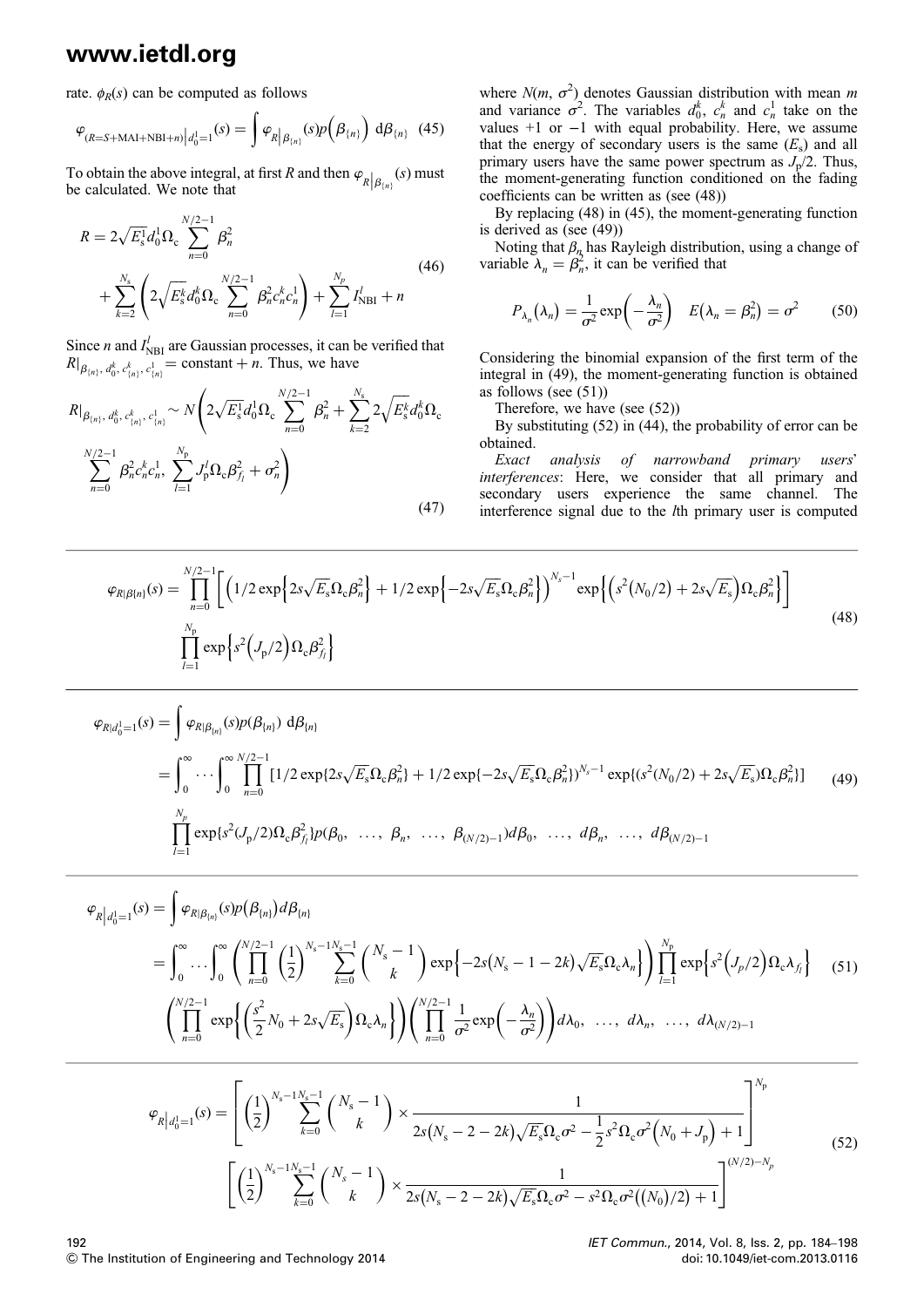rate. $\phi_R(s)$ can be computed as follows

$$\varphi_{(R=S+\text{MAI}+\text{NBI}+n)}\big|_{d_0^1=1}(s) = \int \varphi_{R|\beta_{\{n\}}}(s)p\left(\beta_{\{n\}}\right)\,\mathrm{d}\beta_{\{n\}} \quad (45)$$

To obtain the above integral, at first $R$ and then $\varphi_{R|\beta_{\{n\}}}(s)$ must be calculated. We note that

$$R = 2\sqrt{E_s^1}d_0^1\Omega_c\sum_{n=0}^{N/2-1}\beta_n^2 + \sum_{k=2}^{N_s}\left(2\sqrt{E_s^k}d_0^k\Omega_c\sum_{n=0}^{N/2-1}\beta_n^2c_n^kc_n^1\right) + \sum_{l=1}^{N_p}I_{\text{NBI}}^l + n \quad (46)$$

Since $n$ and $I_{\text{NBI}}^l$ are Gaussian processes, it can be verified that $R|_{\beta_{\{n\}},d_0^k,c_{\{n\}}^k,c_{\{n\}}^1} = \text{constant} + n$. Thus, we have

$$R|_{\beta_{\{n\}},d_0^k,c_{\{n\}}^k,c_{\{n\}}^1} \sim N\left(2\sqrt{E_s^1}d_0^1\Omega_c\sum_{n=0}^{N/2-1}\beta_n^2 + \sum_{k=2}^{N_s}2\sqrt{E_s^k}d_0^k\Omega_c\sum_{n=0}^{N/2-1}\beta_n^2c_n^kc_n^1,\ \sum_{l=1}^{N_p}J_p^l\Omega_c\beta_{f_l}^2 + \sigma_n^2\right) \quad (47)$$

where $N(m, \sigma^2)$ denotes Gaussian distribution with mean $m$ and variance $\sigma^2$. The variables $d_0^k$, $c_n^k$ and $c_n^1$ take on the values +1 or −1 with equal probability. Here, we assume that the energy of secondary users is the same ($E_s$) and all primary users have the same power spectrum as $J_p/2$. Thus, the moment-generating function conditioned on the fading coefficients can be written as (see (48))

By replacing (48) in (45), the moment-generating function is derived as (see (49))

Noting that $\beta_n$ has Rayleigh distribution, using a change of variable $\lambda_n = \beta_n^2$, it can be verified that

$$P_{\lambda_n}(\lambda_n) = \frac{1}{\sigma^2}\exp\left(-\frac{\lambda_n}{\sigma^2}\right) \quad E\left(\lambda_n = \beta_n^2\right) = \sigma^2 \quad (50)$$

Considering the binomial expansion of the first term of the integral in (49), the moment-generating function is obtained as follows (see (51))

Therefore, we have (see (52))

By substituting (52) in (44), the probability of error can be obtained.

*Exact analysis of narrowband primary users' interferences*: Here, we consider that all primary and secondary users experience the same channel. The interference signal due to the $l$th primary user is computed

$$\varphi_{R|\beta\{n\}}(s) = \prod_{n=0}^{N/2-1}\left[\left(1/2\exp\left\{2s\sqrt{E_s}\Omega_c\beta_n^2\right\} + 1/2\exp\left\{-2s\sqrt{E_s}\Omega_c\beta_n^2\right\}\right)^{N_s-1}\exp\left\{\left(s^2\left(N_0/2\right) + 2s\sqrt{E_s}\right)\Omega_c\beta_n^2\right\}\right] \prod_{l=1}^{N_p}\exp\left\{s^2\left(J_p/2\right)\Omega_c\beta_{f_l}^2\right\} \quad (48)$$

$$\begin{aligned}\varphi_{R|d_0^1=1}(s) &= \int \varphi_{R|\beta_{\{n\}}}(s)p(\beta_{\{n\}})\,\mathrm{d}\beta_{\{n\}} \\ &= \int_0^\infty\cdots\int_0^\infty\prod_{n=0}^{N/2-1}[1/2\exp\{2s\sqrt{E_s}\Omega_c\beta_n^2\} + 1/2\exp\{-2s\sqrt{E_s}\Omega_c\beta_n^2\})^{N_s-1}\exp\{(s^2(N_0/2) + 2s\sqrt{E_s})\Omega_c\beta_n^2\}] \\ &\quad \prod_{l=1}^{N_p}\exp\{s^2(J_p/2)\Omega_c\beta_{f_l}^2\}p(\beta_0,\ \ldots,\ \beta_n,\ \ldots,\ \beta_{(N/2)-1})d\beta_0,\ \ldots,\ d\beta_n,\ \ldots,\ d\beta_{(N/2)-1}\end{aligned} \quad (49)$$

$$\begin{aligned}\varphi_{R|d_0^1=1}(s) &= \int \varphi_{R|\beta_{\{n\}}}(s)p\left(\beta_{\{n\}}\right)d\beta_{\{n\}} \\ &= \int_0^\infty\ldots\int_0^\infty\left(\prod_{n=0}^{N/2-1}\left(\frac{1}{2}\right)^{N_s-1}\sum_{k=0}^{N_s-1}\binom{N_s-1}{k}\exp\left\{-2s\left(N_s-1-2k\right)\sqrt{E_s}\Omega_c\lambda_n\right\}\right)\prod_{l=1}^{N_p}\exp\left\{s^2\left(J_p/2\right)\Omega_c\lambda_{f_l}\right\} \\ &\quad \left(\prod_{n=0}^{N/2-1}\exp\left\{\left(\frac{s^2}{2}N_0 + 2s\sqrt{E_s}\right)\Omega_c\lambda_n\right\}\right)\left(\prod_{n=0}^{N/2-1}\frac{1}{\sigma^2}\exp\left(-\frac{\lambda_n}{\sigma^2}\right)\right)d\lambda_0,\ \ldots,\ d\lambda_n,\ \ldots,\ d\lambda_{(N/2)-1}\end{aligned} \quad (51)$$

$$\varphi_{R|d_0^1=1}(s) = \left[\left(\frac{1}{2}\right)^{N_s-1}\sum_{k=0}^{N_s-1}\binom{N_s-1}{k}\times\frac{1}{2s\left(N_s-2-2k\right)\sqrt{E_s}\Omega_c\sigma^2 - \frac{1}{2}s^2\Omega_c\sigma^2\left(N_0+J_p\right)+1}\right]^{N_p} \left[\left(\frac{1}{2}\right)^{N_s-1}\sum_{k=0}^{N_s-1}\binom{N_s-1}{k}\times\frac{1}{2s\left(N_s-2-2k\right)\sqrt{E_s}\Omega_c\sigma^2 - s^2\Omega_c\sigma^2\left(\left(N_0\right)/2\right)+1}\right]^{(N/2)-N_p} \quad (52)$$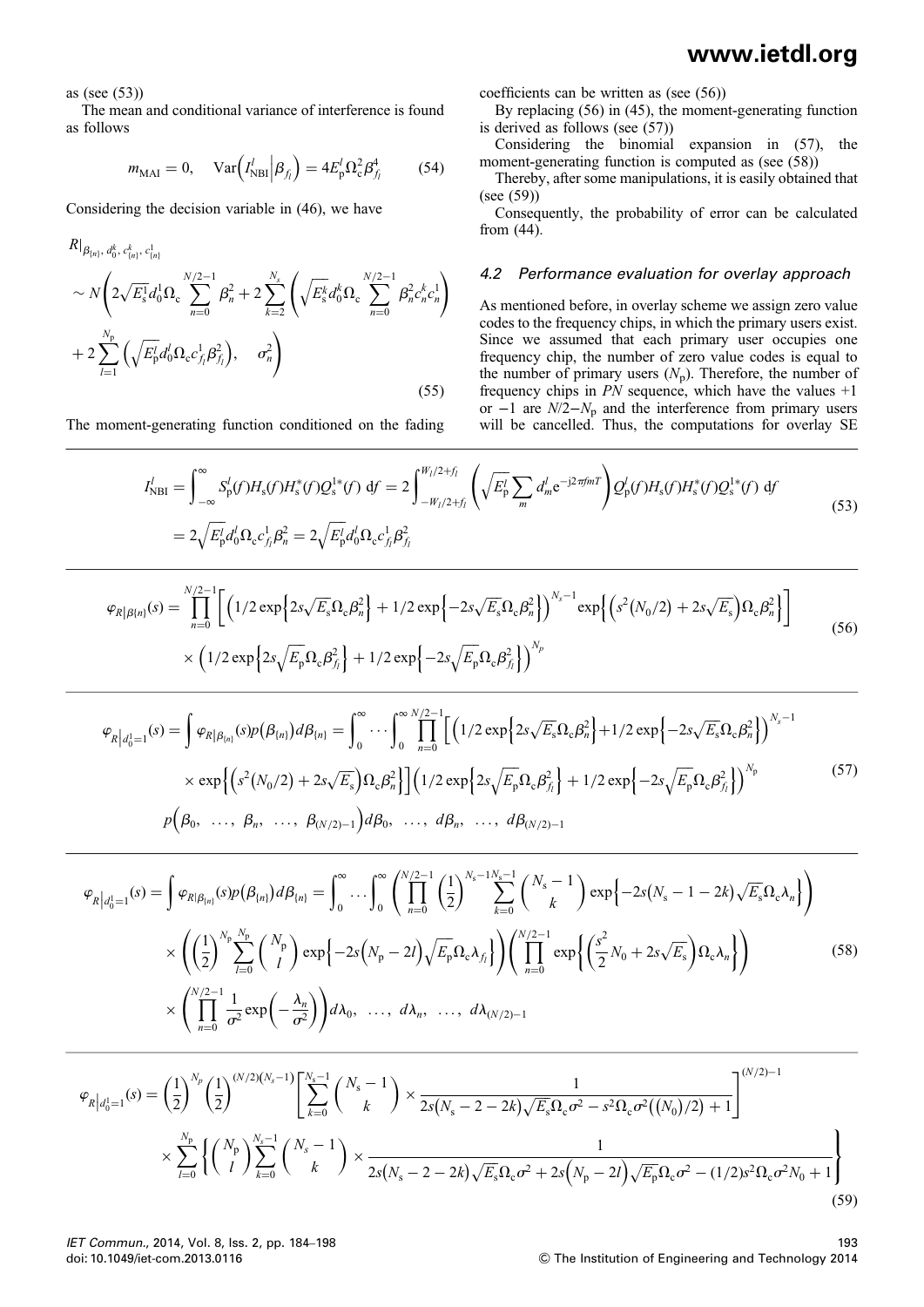as (see (53))

The mean and conditional variance of interference is found as follows

$$m_{\text{MAI}} = 0, \quad \text{Var}\left(I^l_{\text{NBI}}\Big|\beta_{f_l}\right) = 4E^l_{\text{p}}\Omega^2_{\text{c}}\beta^4_{f_l} \tag{54}$$

Considering the decision variable in (46), we have

$$\begin{aligned}
&R|_{\beta_{\{n\}},\, d^k_0,\, c^k_{\{n\}},\, c^1_{\{n\}}} \\
&\sim N\left(2\sqrt{E^1_{\text{s}}}d^1_0\Omega_{\text{c}}\sum_{n=0}^{N/2-1}\beta^2_n + 2\sum_{k=2}^{N_{\text{s}}}\left(\sqrt{E^k_{\text{s}}}d^k_0\Omega_{\text{c}}\sum_{n=0}^{N/2-1}\beta^2_n c^k_n c^1_n\right)\right. \\
&\left. + 2\sum_{l=1}^{N_{\text{p}}}\left(\sqrt{E^l_{\text{p}}}d^l_0\Omega_{\text{c}}c^1_{f_l}\beta^2_{f_l}\right), \quad \sigma^2_n\right)
\end{aligned} \tag{55}$$

The moment-generating function conditioned on the fading coefficients can be written as (see (56))

By replacing (56) in (45), the moment-generating function is derived as follows (see (57))

Considering the binomial expansion in (57), the moment-generating function is computed as (see (58))

Thereby, after some manipulations, it is easily obtained that (see (59))

Consequently, the probability of error can be calculated from (44).

### 4.2 Performance evaluation for overlay approach

As mentioned before, in overlay scheme we assign zero value codes to the frequency chips, in which the primary users exist. Since we assumed that each primary user occupies one frequency chip, the number of zero value codes is equal to the number of primary users ($N_{\text{p}}$). Therefore, the number of frequency chips in *PN* sequence, which have the values +1 or −1 are $N/2 - N_{\text{p}}$ and the interference from primary users will be cancelled. Thus, the computations for overlay SE

$$\begin{aligned}
I^l_{\text{NBI}} &= \int_{-\infty}^{\infty} S^l_{\text{p}}(f)H_{\text{s}}(f)H^*_{\text{s}}(f)Q^{1*}_{\text{s}}(f)\,\text{d}f = 2\int_{-W_l/2+f_l}^{W_l/2+f_l}\left(\sqrt{E^l_{\text{p}}}\sum_m d^l_m \text{e}^{-\text{j}2\pi fmT}\right)Q^l_{\text{p}}(f)H_{\text{s}}(f)H^*_{\text{s}}(f)Q^{1*}_{\text{s}}(f)\,\text{d}f \\
&= 2\sqrt{E^l_{\text{p}}}d^l_0\Omega_{\text{c}}c^1_{f_l}\beta^2_n = 2\sqrt{E^l_{\text{p}}}d^l_0\Omega_{\text{c}}c^1_{f_l}\beta^2_{f_l}
\end{aligned} \tag{53}$$

$$\begin{aligned}
\varphi_{R|\beta\{n\}}(s) = &\prod_{n=0}^{N/2-1}\left[\left(1/2\exp\left\{2s\sqrt{E_{\text{s}}}\Omega_{\text{c}}\beta^2_n\right\} + 1/2\exp\left\{-2s\sqrt{E_{\text{s}}}\Omega_{\text{c}}\beta^2_n\right\}\right)^{N_s-1}\exp\left\{\left(s^2(N_0/2) + 2s\sqrt{E_{\text{s}}}\right)\Omega_{\text{c}}\beta^2_n\right\}\right] \\
&\times\left(1/2\exp\left\{2s\sqrt{E_{\text{p}}}\Omega_{\text{c}}\beta^2_{f_l}\right\} + 1/2\exp\left\{-2s\sqrt{E_{\text{p}}}\Omega_{\text{c}}\beta^2_{f_l}\right\}\right)^{N_p}
\end{aligned} \tag{56}$$

$$\begin{aligned}
\varphi_{R\left|d^1_0=1\right.}(s) = &\int\varphi_{R|\beta_{\{n\}}}(s)p\left(\beta_{\{n\}}\right)d\beta_{\{n\}} = \int_0^\infty\cdots\int_0^\infty\prod_{n=0}^{N/2-1}\left[\left(1/2\exp\left\{2s\sqrt{E_{\text{s}}}\Omega_{\text{c}}\beta^2_n\right\}+1/2\exp\left\{-2s\sqrt{E_{\text{s}}}\Omega_{\text{c}}\beta^2_n\right\}\right)^{N_s-1}\right. \\
&\left.\times\exp\left\{\left(s^2(N_0/2) + 2s\sqrt{E_{\text{s}}}\right)\Omega_{\text{c}}\beta^2_n\right\}\right]\left(1/2\exp\left\{2s\sqrt{E_{\text{p}}}\Omega_{\text{c}}\beta^2_{f_l}\right\} + 1/2\exp\left\{-2s\sqrt{E_{\text{p}}}\Omega_{\text{c}}\beta^2_{f_l}\right\}\right)^{N_{\text{p}}} \\
&p\left(\beta_0,\ \ldots,\ \beta_n,\ \ldots,\ \beta_{(N/2)-1}\right)d\beta_0,\ \ldots,\ d\beta_n,\ \ldots,\ d\beta_{(N/2)-1}
\end{aligned} \tag{57}$$

$$\begin{aligned}
\varphi_{R\left|d^1_0=1\right.}(s) = &\int\varphi_{R|\beta_{\{n\}}}(s)p\left(\beta_{\{n\}}\right)d\beta_{\{n\}} = \int_0^\infty\ldots\int_0^\infty\left(\prod_{n=0}^{N/2-1}\left(\frac{1}{2}\right)^{N_s-1}\sum_{k=0}^{N_s-1}\binom{N_{\text{s}}-1}{k}\exp\left\{-2s\left(N_{\text{s}}-1-2k\right)\sqrt{E_{\text{s}}}\Omega_{\text{c}}\lambda_n\right\}\right) \\
&\times\left(\left(\frac{1}{2}\right)^{N_{\text{p}}}\sum_{l=0}^{N_{\text{p}}}\binom{N_{\text{p}}}{l}\exp\left\{-2s\left(N_{\text{p}}-2l\right)\sqrt{E_{\text{p}}}\Omega_{\text{c}}\lambda_{f_l}\right\}\right)\left(\prod_{n=0}^{N/2-1}\exp\left\{\left(\frac{s^2}{2}N_0 + 2s\sqrt{E_{\text{s}}}\right)\Omega_{\text{c}}\lambda_n\right\}\right) \\
&\times\left(\prod_{n=0}^{N/2-1}\frac{1}{\sigma^2}\exp\left(-\frac{\lambda_n}{\sigma^2}\right)\right)d\lambda_0,\ \ldots,\ d\lambda_n,\ \ldots,\ d\lambda_{(N/2)-1}
\end{aligned} \tag{58}$$

$$\begin{aligned}
\varphi_{R\left|d^1_0=1\right.}(s) = &\left(\frac{1}{2}\right)^{N_p}\left(\frac{1}{2}\right)^{(N/2)(N_s-1)}\left[\sum_{k=0}^{N_s-1}\binom{N_{\text{s}}-1}{k}\times\frac{1}{2s\left(N_{\text{s}}-2-2k\right)\sqrt{E_{\text{s}}}\Omega_{\text{c}}\sigma^2 - s^2\Omega_{\text{c}}\sigma^2\left(\left(N_0\right)/2\right)+1}\right]^{(N/2)-1} \\
&\times\sum_{l=0}^{N_{\text{p}}}\left\{\binom{N_{\text{p}}}{l}\sum_{k=0}^{N_s-1}\binom{N_s-1}{k}\times\frac{1}{2s\left(N_{\text{s}}-2-2k\right)\sqrt{E_{\text{s}}}\Omega_{\text{c}}\sigma^2 + 2s\left(N_{\text{p}}-2l\right)\sqrt{E_{\text{p}}}\Omega_{\text{c}}\sigma^2 - (1/2)s^2\Omega_{\text{c}}\sigma^2 N_0 + 1}\right\}
\end{aligned} \tag{59}$$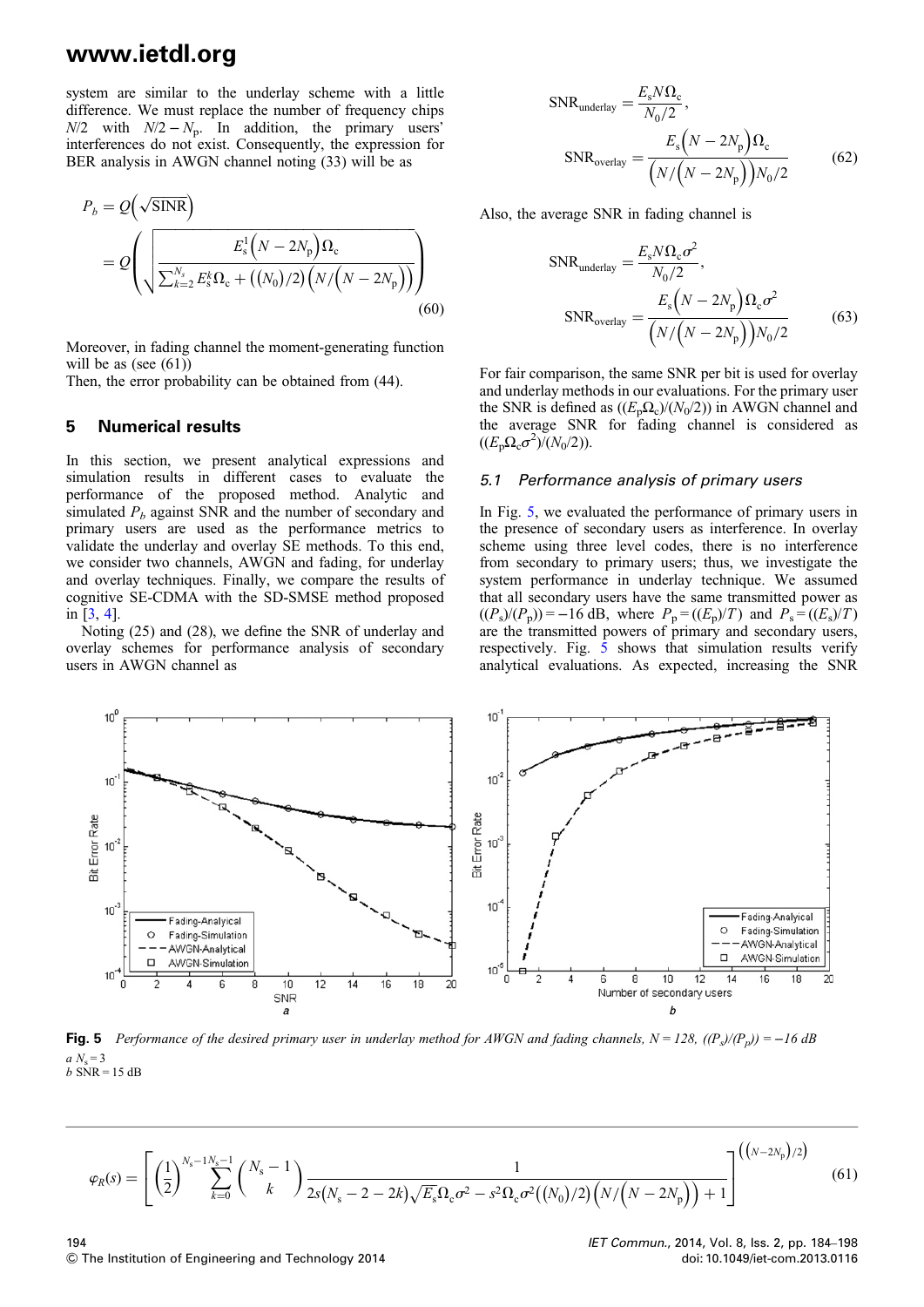system are similar to the underlay scheme with a little difference. We must replace the number of frequency chips $N/2$ with $N/2 - N_p$. In addition, the primary users' interferences do not exist. Consequently, the expression for BER analysis in AWGN channel noting (33) will be as

$$P_b = Q\left(\sqrt{\text{SINR}}\right) = Q\left(\sqrt{\frac{E_s^1\left(N - 2N_p\right)\Omega_c}{\sum_{k=2}^{N_s} E_s^k \Omega_c + \left((N_0)/2\right)\left(N/\left(N - 2N_p\right)\right)}}\right) \tag{60}$$

Moreover, in fading channel the moment-generating function will be as (see (61))

Then, the error probability can be obtained from (44).

$$\varphi_R(s) = \left[\left(\frac{1}{2}\right)^{N_s - 1}\sum_{k=0}^{N_s - 1}\binom{N_s - 1}{k}\frac{1}{2s\left(N_s - 2 - 2k\right)\sqrt{E_s}\Omega_c\sigma^2 - s^2\Omega_c\sigma^2\left((N_0)/2\right)\left(N/\left(N - 2N_p\right)\right) + 1}\right]^{\left(\left(N - 2N_p\right)/2\right)} \tag{61}$$

## 5 Numerical results

In this section, we present analytical expressions and simulation results in different cases to evaluate the performance of the proposed method. Analytic and simulated $P_b$ against SNR and the number of secondary and primary users are used as the performance metrics to validate the underlay and overlay SE methods. To this end, we consider two channels, AWGN and fading, for underlay and overlay techniques. Finally, we compare the results of cognitive SE-CDMA with the SD-SMSE method proposed in [3, 4].

Noting (25) and (28), we define the SNR of underlay and overlay schemes for performance analysis of secondary users in AWGN channel as

$$\text{SNR}_{\text{underlay}} = \frac{E_s N \Omega_c}{N_0/2},$$
$$\text{SNR}_{\text{overlay}} = \frac{E_s\left(N - 2N_p\right)\Omega_c}{\left(N/\left(N - 2N_p\right)\right)N_0/2} \tag{62}$$

Also, the average SNR in fading channel is

$$\text{SNR}_{\text{underlay}} = \frac{E_s N \Omega_c \sigma^2}{N_0/2},$$
$$\text{SNR}_{\text{overlay}} = \frac{E_s\left(N - 2N_p\right)\Omega_c\sigma^2}{\left(N/\left(N - 2N_p\right)\right)N_0/2} \tag{63}$$

For fair comparison, the same SNR per bit is used for overlay and underlay methods in our evaluations. For the primary user the SNR is defined as $((E_p\Omega_c)/(N_0/2))$ in AWGN channel and the average SNR for fading channel is considered as $((E_p\Omega_c\sigma^2)/(N_0/2))$.

### 5.1 Performance analysis of primary users

In Fig. 5, we evaluated the performance of primary users in the presence of secondary users as interference. In overlay scheme using three level codes, there is no interference from secondary to primary users; thus, we investigate the system performance in underlay technique. We assumed that all secondary users have the same transmitted power as $((P_s)/(P_p)) = -16$ dB, where $P_p = ((E_p)/T)$ and $P_s = ((E_s)/T)$ are the transmitted powers of primary and secondary users, respectively. Fig. 5 shows that simulation results verify analytical evaluations. As expected, increasing the SNR

**Fig. 5** *Performance of the desired primary user in underlay method for AWGN and fading channels, N = 128, $((P_s)/(P_p)) = -16$ dB*
*a* $N_s = 3$
*b* SNR = 15 dB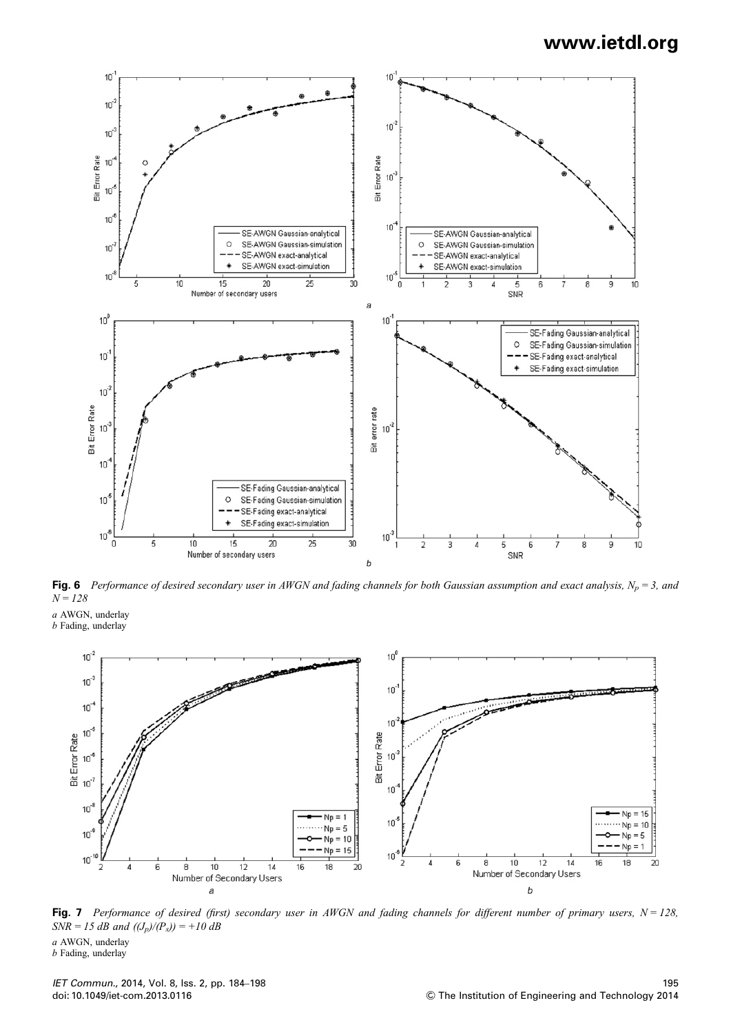**Fig. 6** *Performance of desired secondary user in AWGN and fading channels for both Gaussian assumption and exact analysis, $N_p = 3$, and $N = 128$*

*a* AWGN, underlay
*b* Fading, underlay

**Fig. 7** *Performance of desired (first) secondary user in AWGN and fading channels for different number of primary users, $N = 128$, $SNR = 15$ dB and $((J_p)/(P_s)) = +10$ dB*

*a* AWGN, underlay
*b* Fading, underlay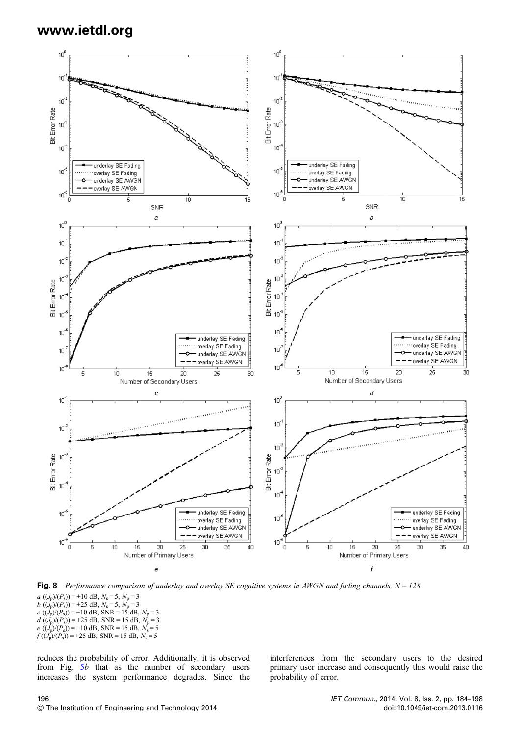**Fig. 8** *Performance comparison of underlay and overlay SE cognitive systems in AWGN and fading channels, N = 128*

*a* $((J_p)/(P_s)) = +10$ dB, $N_s = 5$, $N_p = 3$
*b* $((J_p)/(P_s)) = +25$ dB, $N_s = 5$, $N_p = 3$
*c* $((J_p)/(P_s)) = +10$ dB, SNR = 15 dB, $N_p = 3$
*d* $((J_p)/(P_s)) = +25$ dB, SNR = 15 dB, $N_p = 3$
*e* $((J_p)/(P_s)) = +10$ dB, SNR = 15 dB, $N_s = 5$
*f* $((J_p)/(P_s)) = +25$ dB, SNR = 15 dB, $N_s = 5$

reduces the probability of error. Additionally, it is observed from Fig. 5*b* that as the number of secondary users increases the system performance degrades. Since the interferences from the secondary users to the desired primary user increase and consequently this would raise the probability of error.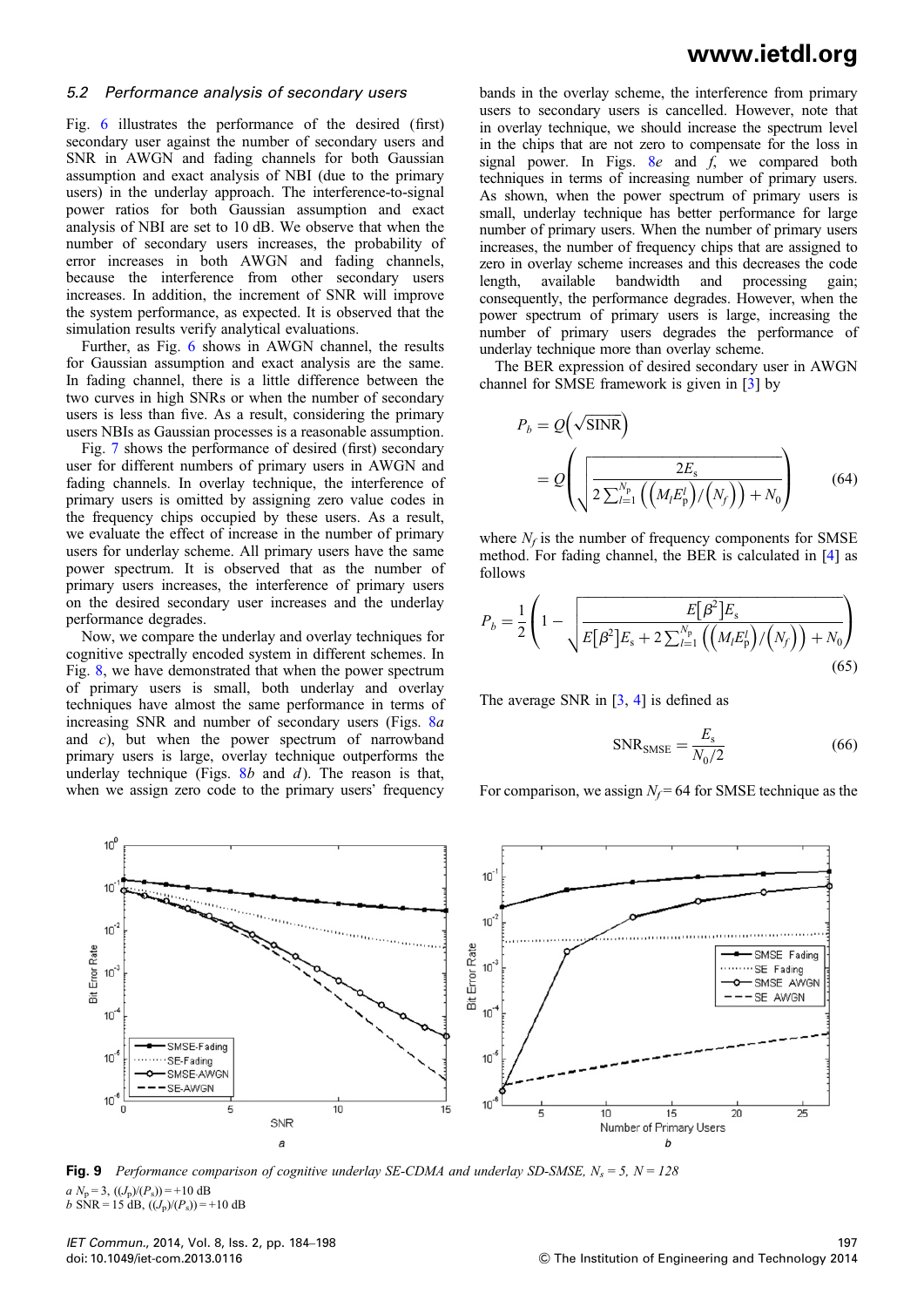### 5.2 Performance analysis of secondary users

Fig. 6 illustrates the performance of the desired (first) secondary user against the number of secondary users and SNR in AWGN and fading channels for both Gaussian assumption and exact analysis of NBI (due to the primary users) in the underlay approach. The interference-to-signal power ratios for both Gaussian assumption and exact analysis of NBI are set to 10 dB. We observe that when the number of secondary users increases, the probability of error increases in both AWGN and fading channels, because the interference from other secondary users increases. In addition, the increment of SNR will improve the system performance, as expected. It is observed that the simulation results verify analytical evaluations.

Further, as Fig. 6 shows in AWGN channel, the results for Gaussian assumption and exact analysis are the same. In fading channel, there is a little difference between the two curves in high SNRs or when the number of secondary users is less than five. As a result, considering the primary users NBIs as Gaussian processes is a reasonable assumption.

Fig. 7 shows the performance of desired (first) secondary user for different numbers of primary users in AWGN and fading channels. In overlay technique, the interference of primary users is omitted by assigning zero value codes in the frequency chips occupied by these users. As a result, we evaluate the effect of increase in the number of primary users for underlay scheme. All primary users have the same power spectrum. It is observed that as the number of primary users increases, the interference of primary users on the desired secondary user increases and the underlay performance degrades.

Now, we compare the underlay and overlay techniques for cognitive spectrally encoded system in different schemes. In Fig. 8, we have demonstrated that when the power spectrum of primary users is small, both underlay and overlay techniques have almost the same performance in terms of increasing SNR and number of secondary users (Figs. 8*a* and *c*), but when the power spectrum of narrowband primary users is large, overlay technique outperforms the underlay technique (Figs. 8*b* and *d*). The reason is that, when we assign zero code to the primary users' frequency bands in the overlay scheme, the interference from primary users to secondary users is cancelled. However, note that in overlay technique, we should increase the spectrum level in the chips that are not zero to compensate for the loss in signal power. In Figs. 8*e* and *f*, we compared both techniques in terms of increasing number of primary users. As shown, when the power spectrum of primary users is small, underlay technique has better performance for large number of primary users. When the number of primary users increases, the number of frequency chips that are assigned to zero in overlay scheme increases and this decreases the code length, available bandwidth and processing gain; consequently, the performance degrades. However, when the power spectrum of primary users is large, increasing the number of primary users degrades the performance of underlay technique more than overlay scheme.

The BER expression of desired secondary user in AWGN channel for SMSE framework is given in [3] by

$$P_b = Q\left(\sqrt{\text{SINR}}\right) = Q\left(\sqrt{\frac{2E_s}{2\sum_{l=1}^{N_p}\left(\left(M_l E_p^l\right)/\left(N_f\right)\right) + N_0}}\right) \tag{64}$$

where $N_f$ is the number of frequency components for SMSE method. For fading channel, the BER is calculated in [4] as follows

$$P_b = \frac{1}{2}\left(1 - \sqrt{\frac{E\left[\beta^2\right]E_s}{E\left[\beta^2\right]E_s + 2\sum_{l=1}^{N_p}\left(\left(M_l E_p^l\right)/\left(N_f\right)\right) + N_0}}\right) \tag{65}$$

The average SNR in [3, 4] is defined as

$$\text{SNR}_{\text{SMSE}} = \frac{E_s}{N_0/2} \tag{66}$$

For comparison, we assign $N_f = 64$ for SMSE technique as the

**Fig. 9** *Performance comparison of cognitive underlay SE-CDMA and underlay SD-SMSE, $N_s = 5$, $N = 128$*

*a* $N_p = 3$, $((J_p)/(P_s)) = +10$ dB

*b* SNR = 15 dB, $((J_p)/(P_s)) = +10$ dB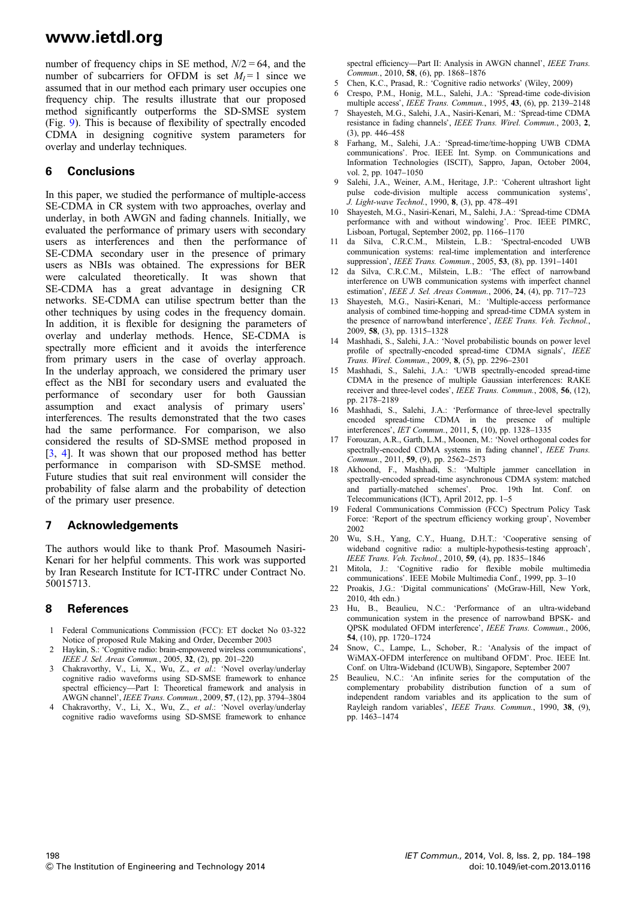number of frequency chips in SE method, $N/2 = 64$, and the number of subcarriers for OFDM is set $M_I = 1$ since we assumed that in our method each primary user occupies one frequency chip. The results illustrate that our proposed method significantly outperforms the SD-SMSE system (Fig. 9). This is because of flexibility of spectrally encoded CDMA in designing cognitive system parameters for overlay and underlay techniques.

## 6 Conclusions

In this paper, we studied the performance of multiple-access SE-CDMA in CR system with two approaches, overlay and underlay, in both AWGN and fading channels. Initially, we evaluated the performance of primary users with secondary users as interferences and then the performance of SE-CDMA secondary user in the presence of primary users as NBIs was obtained. The expressions for BER were calculated theoretically. It was shown that SE-CDMA has a great advantage in designing CR networks. SE-CDMA can utilise spectrum better than the other techniques by using codes in the frequency domain. In addition, it is flexible for designing the parameters of overlay and underlay methods. Hence, SE-CDMA is spectrally more efficient and it avoids the interference from primary users in the case of overlay approach. In the underlay approach, we considered the primary user effect as the NBI for secondary users and evaluated the performance of secondary user for both Gaussian assumption and exact analysis of primary users' interferences. The results demonstrated that the two cases had the same performance. For comparison, we also considered the results of SD-SMSE method proposed in [3, 4]. It was shown that our proposed method has better performance in comparison with SD-SMSE method. Future studies that suit real environment will consider the probability of false alarm and the probability of detection of the primary user presence.

## 7 Acknowledgements

The authors would like to thank Prof. Masoumeh Nasiri-Kenari for her helpful comments. This work was supported by Iran Research Institute for ICT-ITRC under Contract No. 50015713.

## 8 References

1. Federal Communications Commission (FCC): ET docket No 03-322 Notice of proposed Rule Making and Order, December 2003
2. Haykin, S.: 'Cognitive radio: brain-empowered wireless communications', *IEEE J. Sel. Areas Commun.*, 2005, **32**, (2), pp. 201–220
3. Chakravorthy, V., Li, X., Wu, Z., *et al.*: 'Novel overlay/underlay cognitive radio waveforms using SD-SMSE framework to enhance spectral efficiency—Part I: Theoretical framework and analysis in AWGN channel', *IEEE Trans. Commun.*, 2009, **57**, (12), pp. 3794–3804
4. Chakravorthy, V., Li, X., Wu, Z., *et al.*: 'Novel overlay/underlay cognitive radio waveforms using SD-SMSE framework to enhance spectral efficiency—Part II: Analysis in AWGN channel', *IEEE Trans. Commun.*, 2010, **58**, (6), pp. 1868–1876
5. Chen, K.C., Prasad, R.: 'Cognitive radio networks' (Wiley, 2009)
6. Crespo, P.M., Honig, M.L., Salehi, J.A.: 'Spread-time code-division multiple access', *IEEE Trans. Commun.*, 1995, **43**, (6), pp. 2139–2148
7. Shayesteh, M.G., Salehi, J.A., Nasiri-Kenari, M.: 'Spread-time CDMA resistance in fading channels', *IEEE Trans. Wirel. Commun.*, 2003, **2**, (3), pp. 446–458
8. Farhang, M., Salehi, J.A.: 'Spread-time/time-hopping UWB CDMA communications'. Proc. IEEE Int. Symp. on Communications and Information Technologies (ISCIT), Sappro, Japan, October 2004, vol. 2, pp. 1047–1050
9. Salehi, J.A., Weiner, A.M., Heritage, J.P.: 'Coherent ultrashort light pulse code-division multiple access communication systems', *J. Light-wave Technol.*, 1990, **8**, (3), pp. 478–491
10. Shayesteh, M.G., Nasiri-Kenari, M., Salehi, J.A.: 'Spread-time CDMA performance with and without windowing'. Proc. IEEE PIMRC, Lisboan, Portugal, September 2002, pp. 1166–1170
11. da Silva, C.R.C.M., Milstein, L.B.: 'Spectral-encoded UWB communication systems: real-time implementation and interference suppression', *IEEE Trans. Commun.*, 2005, **53**, (8), pp. 1391–1401
12. da Silva, C.R.C.M., Milstein, L.B.: 'The effect of narrowband interference on UWB communication systems with imperfect channel estimation', *IEEE J. Sel. Areas Commun.*, 2006, **24**, (4), pp. 717–723
13. Shayesteh, M.G., Nasiri-Kenari, M.: 'Multiple-access performance analysis of combined time-hopping and spread-time CDMA system in the presence of narrowband interference', *IEEE Trans. Veh. Technol.*, 2009, **58**, (3), pp. 1315–1328
14. Mashhadi, S., Salehi, J.A.: 'Novel probabilistic bounds on power level profile of spectrally-encoded spread-time CDMA signals', *IEEE Trans. Wirel. Commun.*, 2009, **8**, (5), pp. 2296–2301
15. Mashhadi, S., Salehi, J.A.: 'UWB spectrally-encoded spread-time CDMA in the presence of multiple Gaussian interferences: RAKE receiver and three-level codes', *IEEE Trans. Commun.*, 2008, **56**, (12), pp. 2178–2189
16. Mashhadi, S., Salehi, J.A.: 'Performance of three-level spectrally encoded spread-time CDMA in the presence of multiple interferences', *IET Commun.*, 2011, **5**, (10), pp. 1328–1335
17. Forouzan, A.R., Garth, L.M., Moonen, M.: 'Novel orthogonal codes for spectrally-encoded CDMA systems in fading channel', *IEEE Trans. Commun.*, 2011, **59**, (9), pp. 2562–2573
18. Akhoond, F., Mashhadi, S.: 'Multiple jammer cancellation in spectrally-encoded spread-time asynchronous CDMA system: matched and partially-matched schemes'. Proc. 19th Int. Conf. on Telecommunications (ICT), April 2012, pp. 1–5
19. Federal Communications Commission (FCC) Spectrum Policy Task Force: 'Report of the spectrum efficiency working group', November 2002
20. Wu, S.H., Yang, C.Y., Huang, D.H.T.: 'Cooperative sensing of wideband cognitive radio: a multiple-hypothesis-testing approach', *IEEE Trans. Veh. Technol.*, 2010, **59**, (4), pp. 1835–1846
21. Mitola, J.: 'Cognitive radio for flexible mobile multimedia communications'. IEEE Mobile Multimedia Conf., 1999, pp. 3–10
22. Proakis, J.G.: 'Digital communications' (McGraw-Hill, New York, 2010, 4th edn.)
23. Hu, B., Beaulieu, N.C.: 'Performance of an ultra-wideband communication system in the presence of narrowband BPSK- and QPSK modulated OFDM interference', *IEEE Trans. Commun.*, 2006, **54**, (10), pp. 1720–1724
24. Snow, C., Lampe, L., Schober, R.: 'Analysis of the impact of WiMAX-OFDM interference on multiband OFDM'. Proc. IEEE Int. Conf. on Ultra-Wideband (ICUWB), Singapore, September 2007
25. Beaulieu, N.C.: 'An infinite series for the computation of the complementary probability distribution function of a sum of independent random variables and its application to the sum of Rayleigh random variables', *IEEE Trans. Commun.*, 1990, **38**, (9), pp. 1463–1474